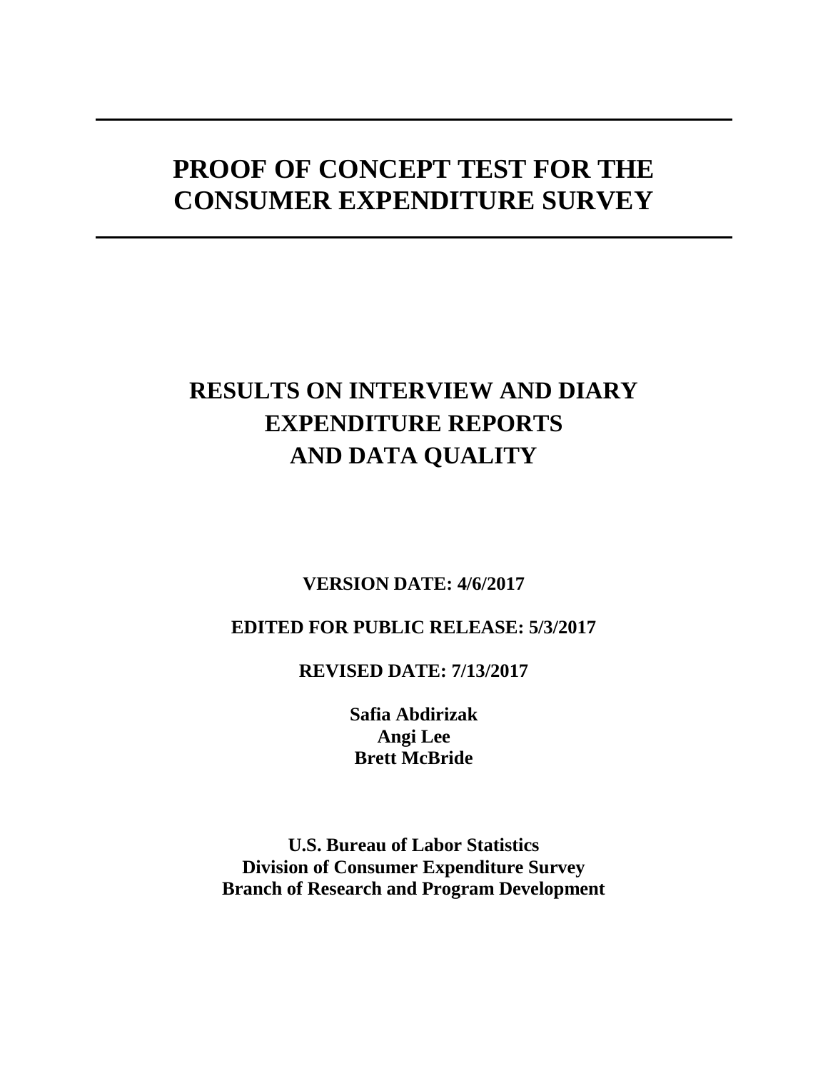# PROOF OF CONCEPT TEST FOR THE CONSUMER EXPENDITURE SURVEY

## RESULTS ON INTERVIEW AND DIARY EXPENDITURE REPORTS AND DATA QUALITY

**VERSION DATE: 4/6/2017**

**EDITED FOR PUBLIC RELEASE: 5/3/2017**

**REVISED DATE: 7/13/2017**

**Safia Abdirizak**
**Angi Lee**
**Brett McBride**

**U.S. Bureau of Labor Statistics**
**Division of Consumer Expenditure Survey**
**Branch of Research and Program Development**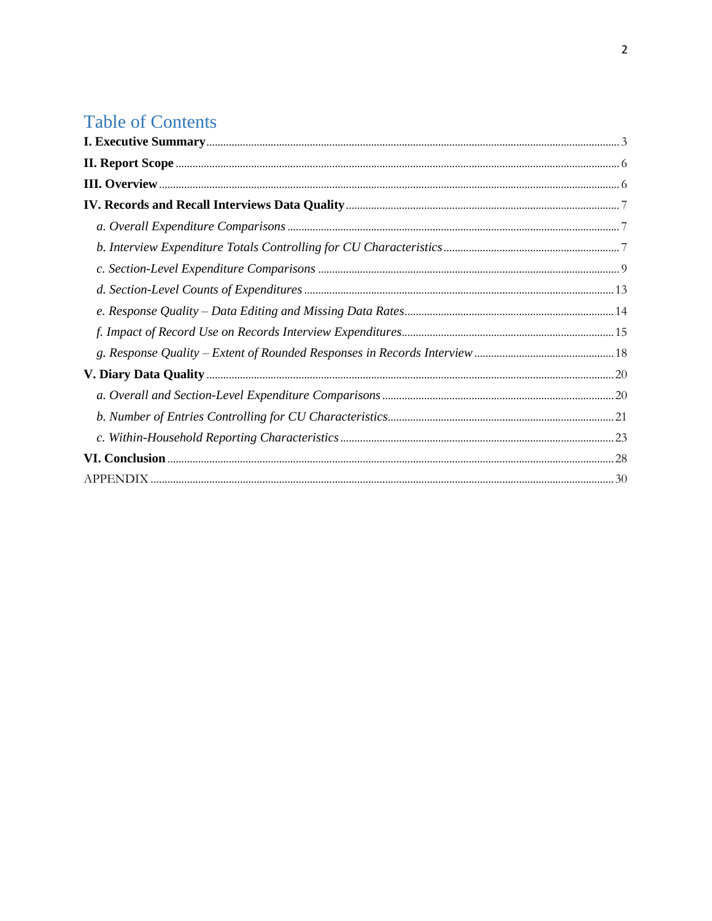# Table of Contents

**I. Executive Summary** ... 3

**II. Report Scope** ... 6

**III. Overview** ... 6

**IV. Records and Recall Interviews Data Quality** ... 7

- *a. Overall Expenditure Comparisons* ... 7
- *b. Interview Expenditure Totals Controlling for CU Characteristics* ... 7
- *c. Section-Level Expenditure Comparisons* ... 9
- *d. Section-Level Counts of Expenditures* ... 13
- *e. Response Quality – Data Editing and Missing Data Rates* ... 14
- *f. Impact of Record Use on Records Interview Expenditures* ... 15
- *g. Response Quality – Extent of Rounded Responses in Records Interview* ... 18

**V. Diary Data Quality** ... 20

- *a. Overall and Section-Level Expenditure Comparisons* ... 20
- *b. Number of Entries Controlling for CU Characteristics* ... 21
- *c. Within-Household Reporting Characteristics* ... 23

**VI. Conclusion** ... 28

APPENDIX ... 30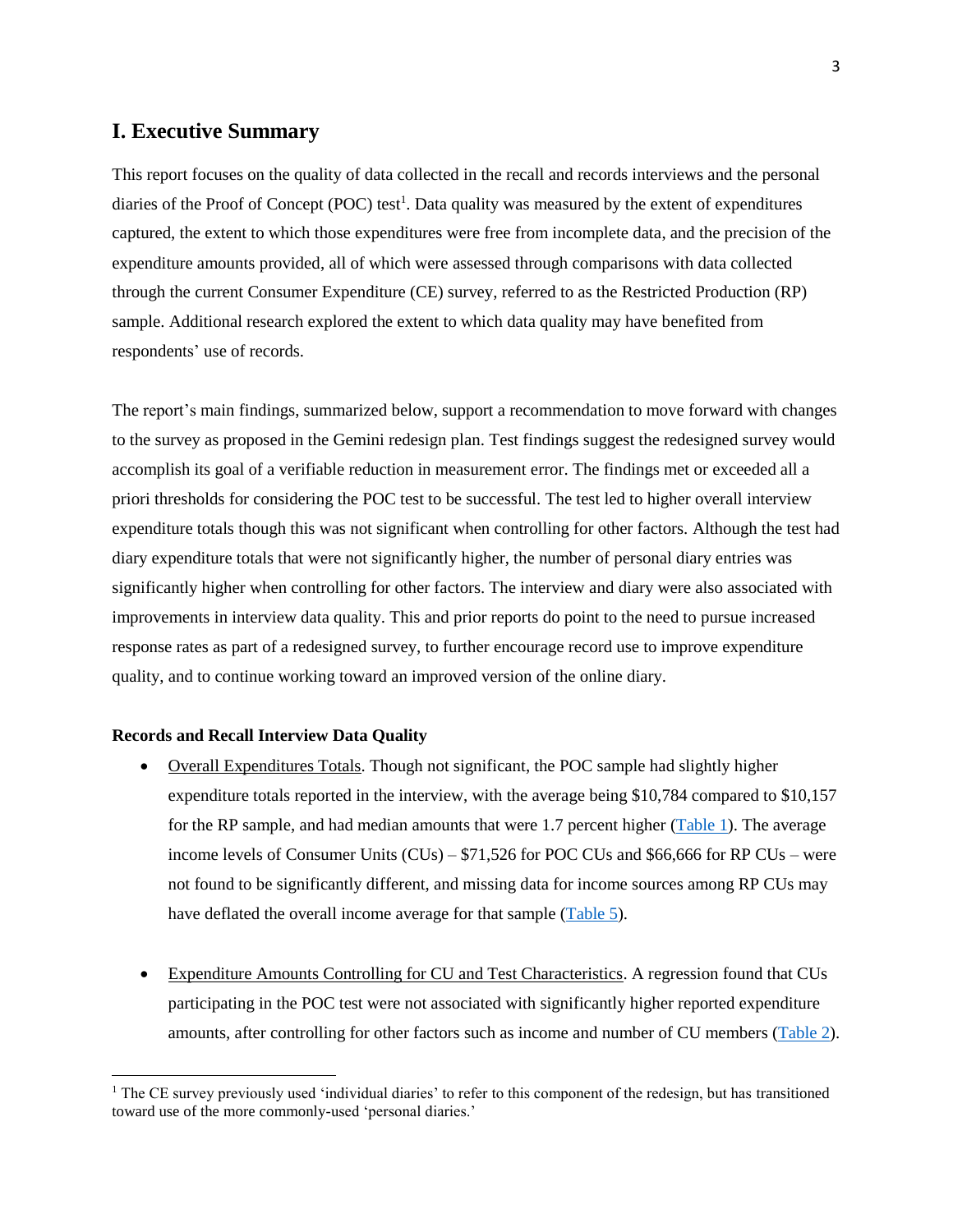# I. Executive Summary

This report focuses on the quality of data collected in the recall and records interviews and the personal diaries of the Proof of Concept (POC) test[1]. Data quality was measured by the extent of expenditures captured, the extent to which those expenditures were free from incomplete data, and the precision of the expenditure amounts provided, all of which were assessed through comparisons with data collected through the current Consumer Expenditure (CE) survey, referred to as the Restricted Production (RP) sample. Additional research explored the extent to which data quality may have benefited from respondents' use of records.

The report's main findings, summarized below, support a recommendation to move forward with changes to the survey as proposed in the Gemini redesign plan. Test findings suggest the redesigned survey would accomplish its goal of a verifiable reduction in measurement error. The findings met or exceeded all a priori thresholds for considering the POC test to be successful. The test led to higher overall interview expenditure totals though this was not significant when controlling for other factors. Although the test had diary expenditure totals that were not significantly higher, the number of personal diary entries was significantly higher when controlling for other factors. The interview and diary were also associated with improvements in interview data quality. This and prior reports do point to the need to pursue increased response rates as part of a redesigned survey, to further encourage record use to improve expenditure quality, and to continue working toward an improved version of the online diary.

**Records and Recall Interview Data Quality**

- Overall Expenditures Totals. Though not significant, the POC sample had slightly higher expenditure totals reported in the interview, with the average being $10,784 compared to $10,157 for the RP sample, and had median amounts that were 1.7 percent higher (Table 1). The average income levels of Consumer Units (CUs) – $71,526 for POC CUs and $66,666 for RP CUs – were not found to be significantly different, and missing data for income sources among RP CUs may have deflated the overall income average for that sample (Table 5).

- Expenditure Amounts Controlling for CU and Test Characteristics. A regression found that CUs participating in the POC test were not associated with significantly higher reported expenditure amounts, after controlling for other factors such as income and number of CU members (Table 2).

[1] The CE survey previously used 'individual diaries' to refer to this component of the redesign, but has transitioned toward use of the more commonly-used 'personal diaries.'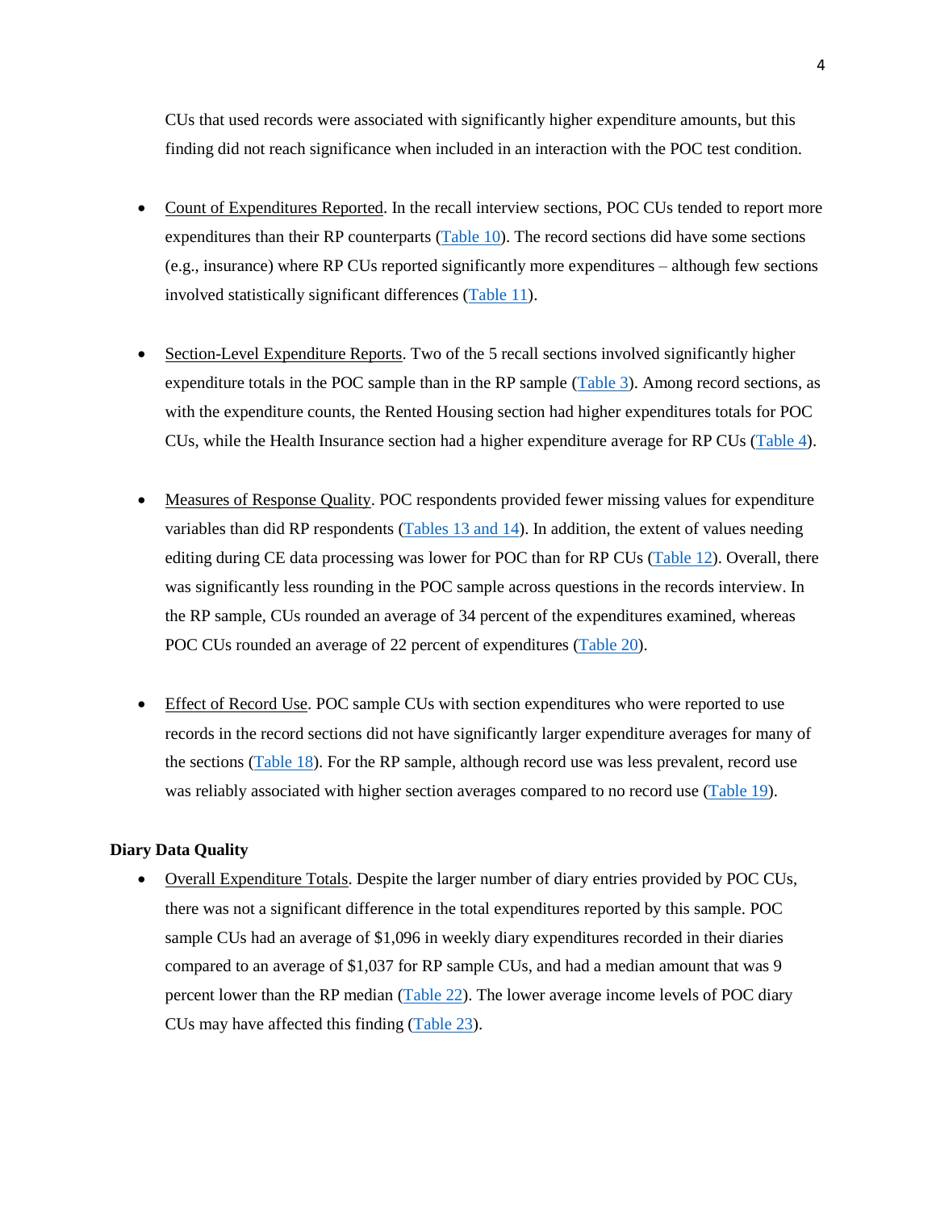CUs that used records were associated with significantly higher expenditure amounts, but this finding did not reach significance when included in an interaction with the POC test condition.

- Count of Expenditures Reported. In the recall interview sections, POC CUs tended to report more expenditures than their RP counterparts (Table 10). The record sections did have some sections (e.g., insurance) where RP CUs reported significantly more expenditures – although few sections involved statistically significant differences (Table 11).

- Section-Level Expenditure Reports. Two of the 5 recall sections involved significantly higher expenditure totals in the POC sample than in the RP sample (Table 3). Among record sections, as with the expenditure counts, the Rented Housing section had higher expenditures totals for POC CUs, while the Health Insurance section had a higher expenditure average for RP CUs (Table 4).

- Measures of Response Quality. POC respondents provided fewer missing values for expenditure variables than did RP respondents (Tables 13 and 14). In addition, the extent of values needing editing during CE data processing was lower for POC than for RP CUs (Table 12). Overall, there was significantly less rounding in the POC sample across questions in the records interview. In the RP sample, CUs rounded an average of 34 percent of the expenditures examined, whereas POC CUs rounded an average of 22 percent of expenditures (Table 20).

- Effect of Record Use. POC sample CUs with section expenditures who were reported to use records in the record sections did not have significantly larger expenditure averages for many of the sections (Table 18). For the RP sample, although record use was less prevalent, record use was reliably associated with higher section averages compared to no record use (Table 19).

**Diary Data Quality**

- Overall Expenditure Totals. Despite the larger number of diary entries provided by POC CUs, there was not a significant difference in the total expenditures reported by this sample. POC sample CUs had an average of $1,096 in weekly diary expenditures recorded in their diaries compared to an average of $1,037 for RP sample CUs, and had a median amount that was 9 percent lower than the RP median (Table 22). The lower average income levels of POC diary CUs may have affected this finding (Table 23).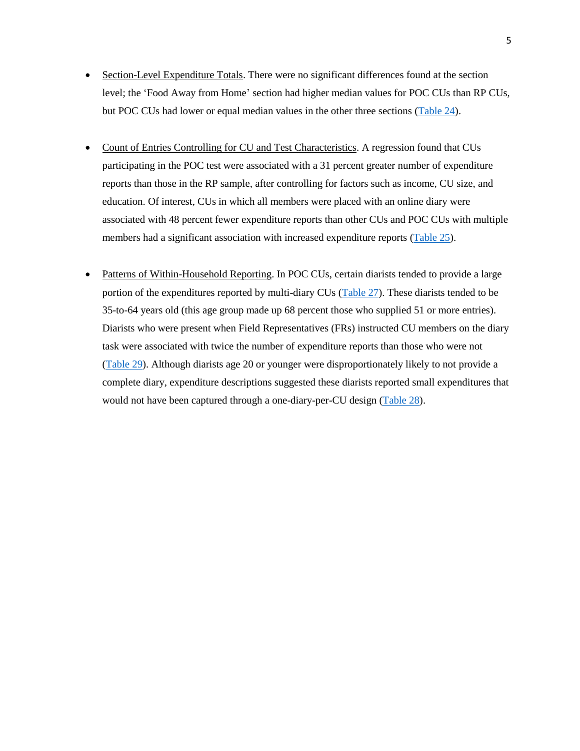- Section-Level Expenditure Totals. There were no significant differences found at the section level; the 'Food Away from Home' section had higher median values for POC CUs than RP CUs, but POC CUs had lower or equal median values in the other three sections (Table 24).

- Count of Entries Controlling for CU and Test Characteristics. A regression found that CUs participating in the POC test were associated with a 31 percent greater number of expenditure reports than those in the RP sample, after controlling for factors such as income, CU size, and education. Of interest, CUs in which all members were placed with an online diary were associated with 48 percent fewer expenditure reports than other CUs and POC CUs with multiple members had a significant association with increased expenditure reports (Table 25).

- Patterns of Within-Household Reporting. In POC CUs, certain diarists tended to provide a large portion of the expenditures reported by multi-diary CUs (Table 27). These diarists tended to be 35-to-64 years old (this age group made up 68 percent those who supplied 51 or more entries). Diarists who were present when Field Representatives (FRs) instructed CU members on the diary task were associated with twice the number of expenditure reports than those who were not (Table 29). Although diarists age 20 or younger were disproportionately likely to not provide a complete diary, expenditure descriptions suggested these diarists reported small expenditures that would not have been captured through a one-diary-per-CU design (Table 28).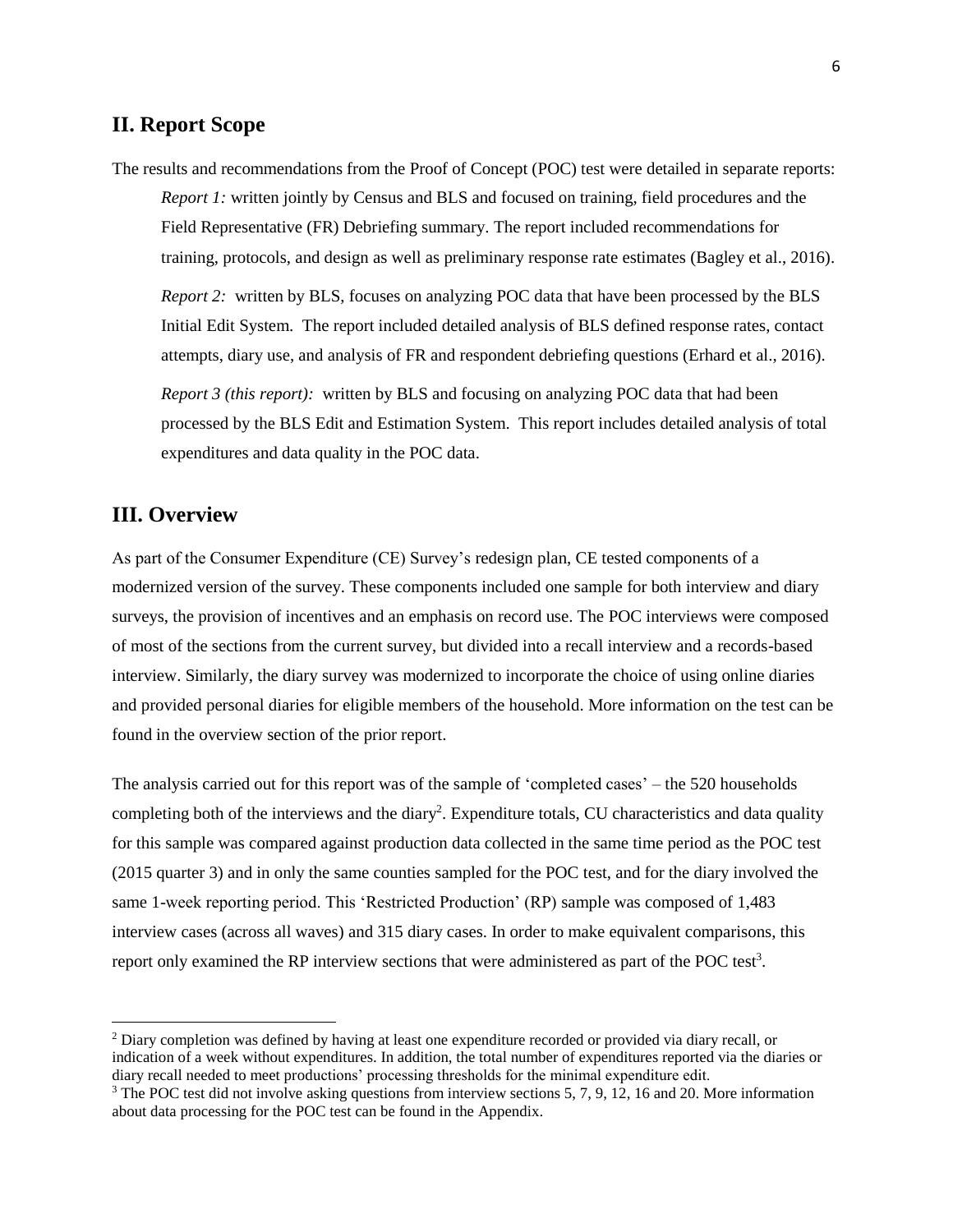## II. Report Scope

The results and recommendations from the Proof of Concept (POC) test were detailed in separate reports:

*Report 1:* written jointly by Census and BLS and focused on training, field procedures and the Field Representative (FR) Debriefing summary. The report included recommendations for training, protocols, and design as well as preliminary response rate estimates (Bagley et al., 2016).

*Report 2:* written by BLS, focuses on analyzing POC data that have been processed by the BLS Initial Edit System. The report included detailed analysis of BLS defined response rates, contact attempts, diary use, and analysis of FR and respondent debriefing questions (Erhard et al., 2016).

*Report 3 (this report):* written by BLS and focusing on analyzing POC data that had been processed by the BLS Edit and Estimation System. This report includes detailed analysis of total expenditures and data quality in the POC data.

## III. Overview

As part of the Consumer Expenditure (CE) Survey's redesign plan, CE tested components of a modernized version of the survey. These components included one sample for both interview and diary surveys, the provision of incentives and an emphasis on record use. The POC interviews were composed of most of the sections from the current survey, but divided into a recall interview and a records-based interview. Similarly, the diary survey was modernized to incorporate the choice of using online diaries and provided personal diaries for eligible members of the household. More information on the test can be found in the overview section of the prior report.

The analysis carried out for this report was of the sample of 'completed cases' – the 520 households completing both of the interviews and the diary[2]. Expenditure totals, CU characteristics and data quality for this sample was compared against production data collected in the same time period as the POC test (2015 quarter 3) and in only the same counties sampled for the POC test, and for the diary involved the same 1-week reporting period. This 'Restricted Production' (RP) sample was composed of 1,483 interview cases (across all waves) and 315 diary cases. In order to make equivalent comparisons, this report only examined the RP interview sections that were administered as part of the POC test[3].

---

[2] Diary completion was defined by having at least one expenditure recorded or provided via diary recall, or indication of a week without expenditures. In addition, the total number of expenditures reported via the diaries or diary recall needed to meet productions' processing thresholds for the minimal expenditure edit.

[3] The POC test did not involve asking questions from interview sections 5, 7, 9, 12, 16 and 20. More information about data processing for the POC test can be found in the Appendix.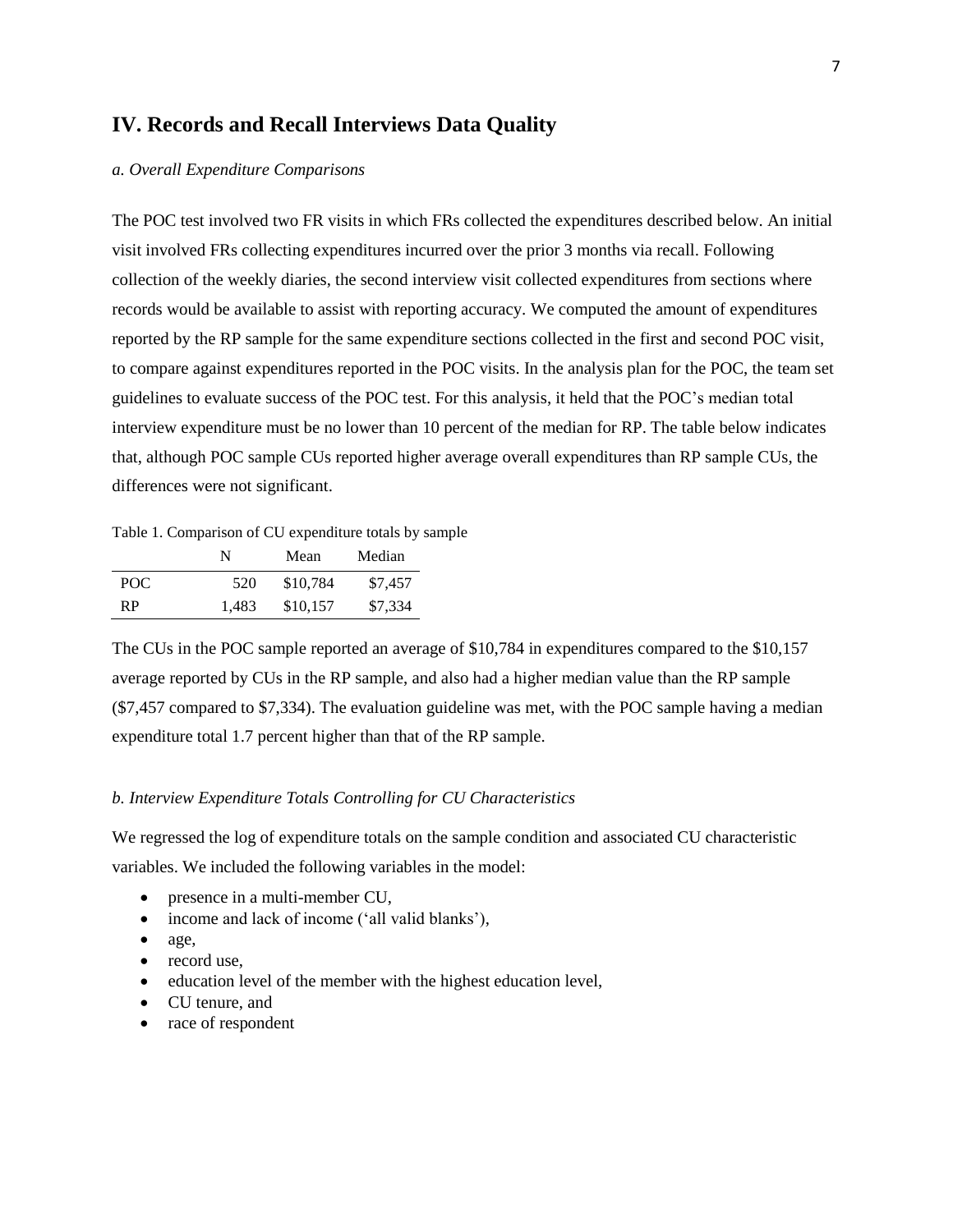## IV. Records and Recall Interviews Data Quality

*a. Overall Expenditure Comparisons*

The POC test involved two FR visits in which FRs collected the expenditures described below. An initial visit involved FRs collecting expenditures incurred over the prior 3 months via recall. Following collection of the weekly diaries, the second interview visit collected expenditures from sections where records would be available to assist with reporting accuracy. We computed the amount of expenditures reported by the RP sample for the same expenditure sections collected in the first and second POC visit, to compare against expenditures reported in the POC visits. In the analysis plan for the POC, the team set guidelines to evaluate success of the POC test. For this analysis, it held that the POC's median total interview expenditure must be no lower than 10 percent of the median for RP. The table below indicates that, although POC sample CUs reported higher average overall expenditures than RP sample CUs, the differences were not significant.

Table 1. Comparison of CU expenditure totals by sample

| | N | Mean | Median |
|---|---|---|---|
| POC | 520 | $10,784 | $7,457 |
| RP | 1,483 | $10,157 | $7,334 |

The CUs in the POC sample reported an average of $10,784 in expenditures compared to the $10,157 average reported by CUs in the RP sample, and also had a higher median value than the RP sample ($7,457 compared to $7,334). The evaluation guideline was met, with the POC sample having a median expenditure total 1.7 percent higher than that of the RP sample.

*b. Interview Expenditure Totals Controlling for CU Characteristics*

We regressed the log of expenditure totals on the sample condition and associated CU characteristic variables. We included the following variables in the model:

- presence in a multi-member CU,
- income and lack of income ('all valid blanks'),
- age,
- record use,
- education level of the member with the highest education level,
- CU tenure, and
- race of respondent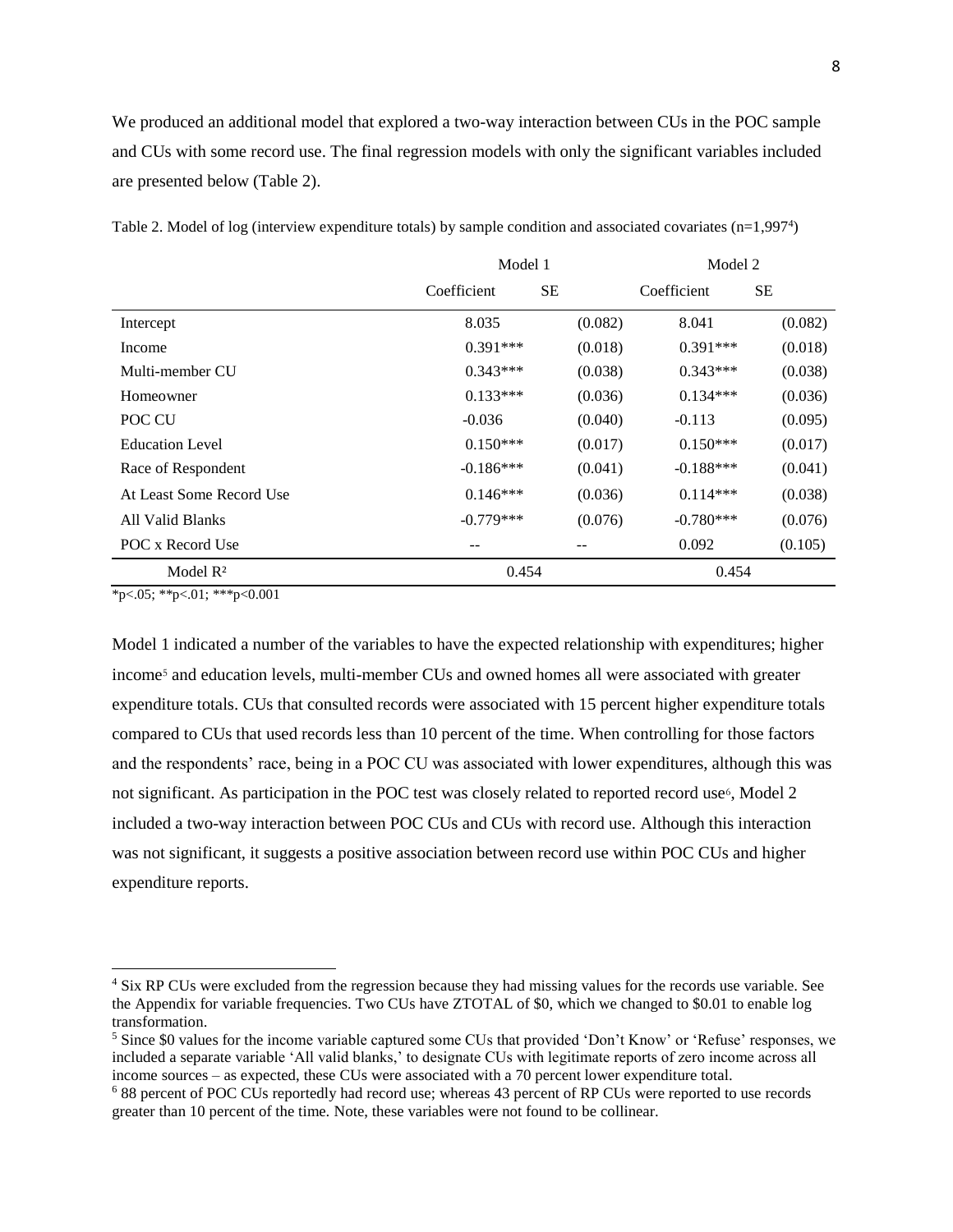We produced an additional model that explored a two-way interaction between CUs in the POC sample and CUs with some record use. The final regression models with only the significant variables included are presented below (Table 2).

Table 2. Model of log (interview expenditure totals) by sample condition and associated covariates (n=1,997[4])

| | Model 1 | | Model 2 | |
|---|---|---|---|---|
| | Coefficient | SE | Coefficient | SE |
| Intercept | 8.035 | (0.082) | 8.041 | (0.082) |
| Income | 0.391*** | (0.018) | 0.391*** | (0.018) |
| Multi-member CU | 0.343*** | (0.038) | 0.343*** | (0.038) |
| Homeowner | 0.133*** | (0.036) | 0.134*** | (0.036) |
| POC CU | -0.036 | (0.040) | -0.113 | (0.095) |
| Education Level | 0.150*** | (0.017) | 0.150*** | (0.017) |
| Race of Respondent | -0.186*** | (0.041) | -0.188*** | (0.041) |
| At Least Some Record Use | 0.146*** | (0.036) | 0.114*** | (0.038) |
| All Valid Blanks | -0.779*** | (0.076) | -0.780*** | (0.076) |
| POC x Record Use | -- | -- | 0.092 | (0.105) |
| Model $R^2$ | 0.454 | | 0.454 | |

*p<.05; **p<.01; ***p<0.001

Model 1 indicated a number of the variables to have the expected relationship with expenditures; higher income[5] and education levels, multi-member CUs and owned homes all were associated with greater expenditure totals. CUs that consulted records were associated with 15 percent higher expenditure totals compared to CUs that used records less than 10 percent of the time. When controlling for those factors and the respondents' race, being in a POC CU was associated with lower expenditures, although this was not significant. As participation in the POC test was closely related to reported record use[6], Model 2 included a two-way interaction between POC CUs and CUs with record use. Although this interaction was not significant, it suggests a positive association between record use within POC CUs and higher expenditure reports.

[4] Six RP CUs were excluded from the regression because they had missing values for the records use variable. See the Appendix for variable frequencies. Two CUs have ZTOTAL of $0, which we changed to $0.01 to enable log transformation.

[5] Since $0 values for the income variable captured some CUs that provided 'Don't Know' or 'Refuse' responses, we included a separate variable 'All valid blanks,' to designate CUs with legitimate reports of zero income across all income sources – as expected, these CUs were associated with a 70 percent lower expenditure total.

[6] 88 percent of POC CUs reportedly had record use; whereas 43 percent of RP CUs were reported to use records greater than 10 percent of the time. Note, these variables were not found to be collinear.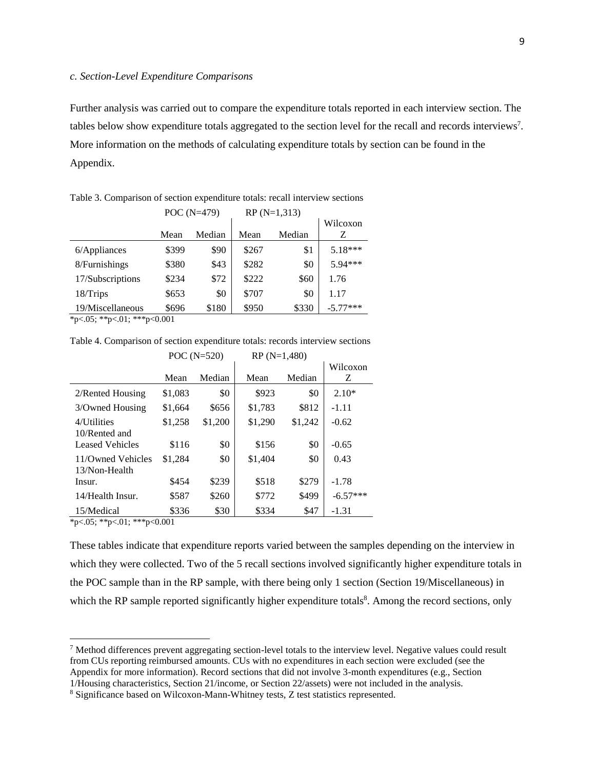*c. Section-Level Expenditure Comparisons*

Further analysis was carried out to compare the expenditure totals reported in each interview section. The tables below show expenditure totals aggregated to the section level for the recall and records interviews[7]. More information on the methods of calculating expenditure totals by section can be found in the Appendix.

Table 3. Comparison of section expenditure totals: recall interview sections

| | POC (N=479) | | RP (N=1,313) | | |
|---|---|---|---|---|---|
| | Mean | Median | Mean | Median | Wilcoxon Z |
| 6/Appliances | \$399 | \$90 | \$267 | \$1 | 5.18*** |
| 8/Furnishings | \$380 | \$43 | \$282 | \$0 | 5.94*** |
| 17/Subscriptions | \$234 | \$72 | \$222 | \$60 | 1.76 |
| 18/Trips | \$653 | \$0 | \$707 | \$0 | 1.17 |
| 19/Miscellaneous | \$696 | \$180 | \$950 | \$330 | -5.77*** |

*p<.05; **p<.01; ***p<0.001

Table 4. Comparison of section expenditure totals: records interview sections

| | POC (N=520) | | RP (N=1,480) | | |
|---|---|---|---|---|---|
| | Mean | Median | Mean | Median | Wilcoxon Z |
| 2/Rented Housing | \$1,083 | \$0 | \$923 | \$0 | 2.10* |
| 3/Owned Housing | \$1,664 | \$656 | \$1,783 | \$812 | -1.11 |
| 4/Utilities | \$1,258 | \$1,200 | \$1,290 | \$1,242 | -0.62 |
| 10/Rented and Leased Vehicles | \$116 | \$0 | \$156 | \$0 | -0.65 |
| 11/Owned Vehicles | \$1,284 | \$0 | \$1,404 | \$0 | 0.43 |
| 13/Non-Health Insur. | \$454 | \$239 | \$518 | \$279 | -1.78 |
| 14/Health Insur. | \$587 | \$260 | \$772 | \$499 | -6.57*** |
| 15/Medical | \$336 | \$30 | \$334 | \$47 | -1.31 |

*p<.05; **p<.01; ***p<0.001

These tables indicate that expenditure reports varied between the samples depending on the interview in which they were collected. Two of the 5 recall sections involved significantly higher expenditure totals in the POC sample than in the RP sample, with there being only 1 section (Section 19/Miscellaneous) in which the RP sample reported significantly higher expenditure totals[8]. Among the record sections, only

[7] Method differences prevent aggregating section-level totals to the interview level. Negative values could result from CUs reporting reimbursed amounts. CUs with no expenditures in each section were excluded (see the Appendix for more information). Record sections that did not involve 3-month expenditures (e.g., Section 1/Housing characteristics, Section 21/income, or Section 22/assets) were not included in the analysis.

[8] Significance based on Wilcoxon-Mann-Whitney tests, Z test statistics represented.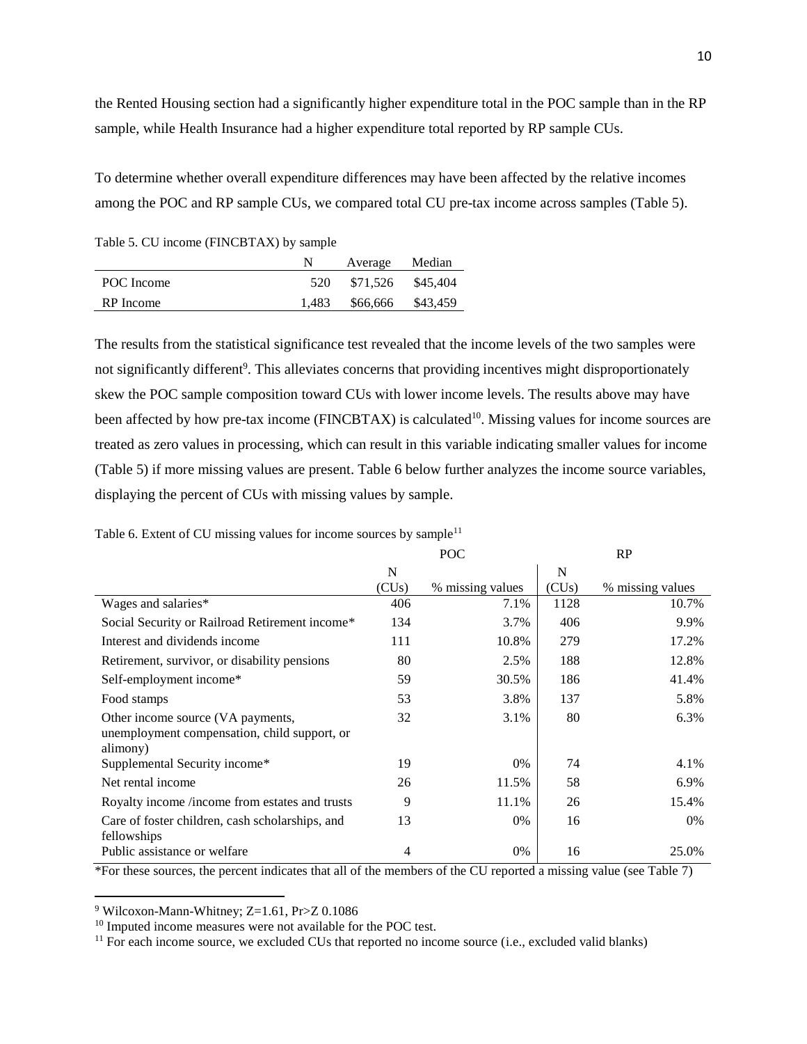the Rented Housing section had a significantly higher expenditure total in the POC sample than in the RP sample, while Health Insurance had a higher expenditure total reported by RP sample CUs.

To determine whether overall expenditure differences may have been affected by the relative incomes among the POC and RP sample CUs, we compared total CU pre-tax income across samples (Table 5).

Table 5. CU income (FINCBTAX) by sample

| | N | Average | Median |
|---|---|---|---|
| POC Income | 520 | $71,526 | $45,404 |
| RP Income | 1,483 | $66,666 | $43,459 |

The results from the statistical significance test revealed that the income levels of the two samples were not significantly different[9]. This alleviates concerns that providing incentives might disproportionately skew the POC sample composition toward CUs with lower income levels. The results above may have been affected by how pre-tax income (FINCBTAX) is calculated[10]. Missing values for income sources are treated as zero values in processing, which can result in this variable indicating smaller values for income (Table 5) if more missing values are present. Table 6 below further analyzes the income source variables, displaying the percent of CUs with missing values by sample.

Table 6. Extent of CU missing values for income sources by sample[11]

| | POC | | RP | |
|---|---|---|---|---|
| | N (CUs) | % missing values | N (CUs) | % missing values |
| Wages and salaries* | 406 | 7.1% | 1128 | 10.7% |
| Social Security or Railroad Retirement income* | 134 | 3.7% | 406 | 9.9% |
| Interest and dividends income | 111 | 10.8% | 279 | 17.2% |
| Retirement, survivor, or disability pensions | 80 | 2.5% | 188 | 12.8% |
| Self-employment income* | 59 | 30.5% | 186 | 41.4% |
| Food stamps | 53 | 3.8% | 137 | 5.8% |
| Other income source (VA payments, unemployment compensation, child support, or alimony) | 32 | 3.1% | 80 | 6.3% |
| Supplemental Security income* | 19 | 0% | 74 | 4.1% |
| Net rental income | 26 | 11.5% | 58 | 6.9% |
| Royalty income /income from estates and trusts | 9 | 11.1% | 26 | 15.4% |
| Care of foster children, cash scholarships, and fellowships | 13 | 0% | 16 | 0% |
| Public assistance or welfare | 4 | 0% | 16 | 25.0% |

*For these sources, the percent indicates that all of the members of the CU reported a missing value (see Table 7)

[9] Wilcoxon-Mann-Whitney; Z=1.61, Pr>Z 0.1086

[10] Imputed income measures were not available for the POC test.

[11] For each income source, we excluded CUs that reported no income source (i.e., excluded valid blanks)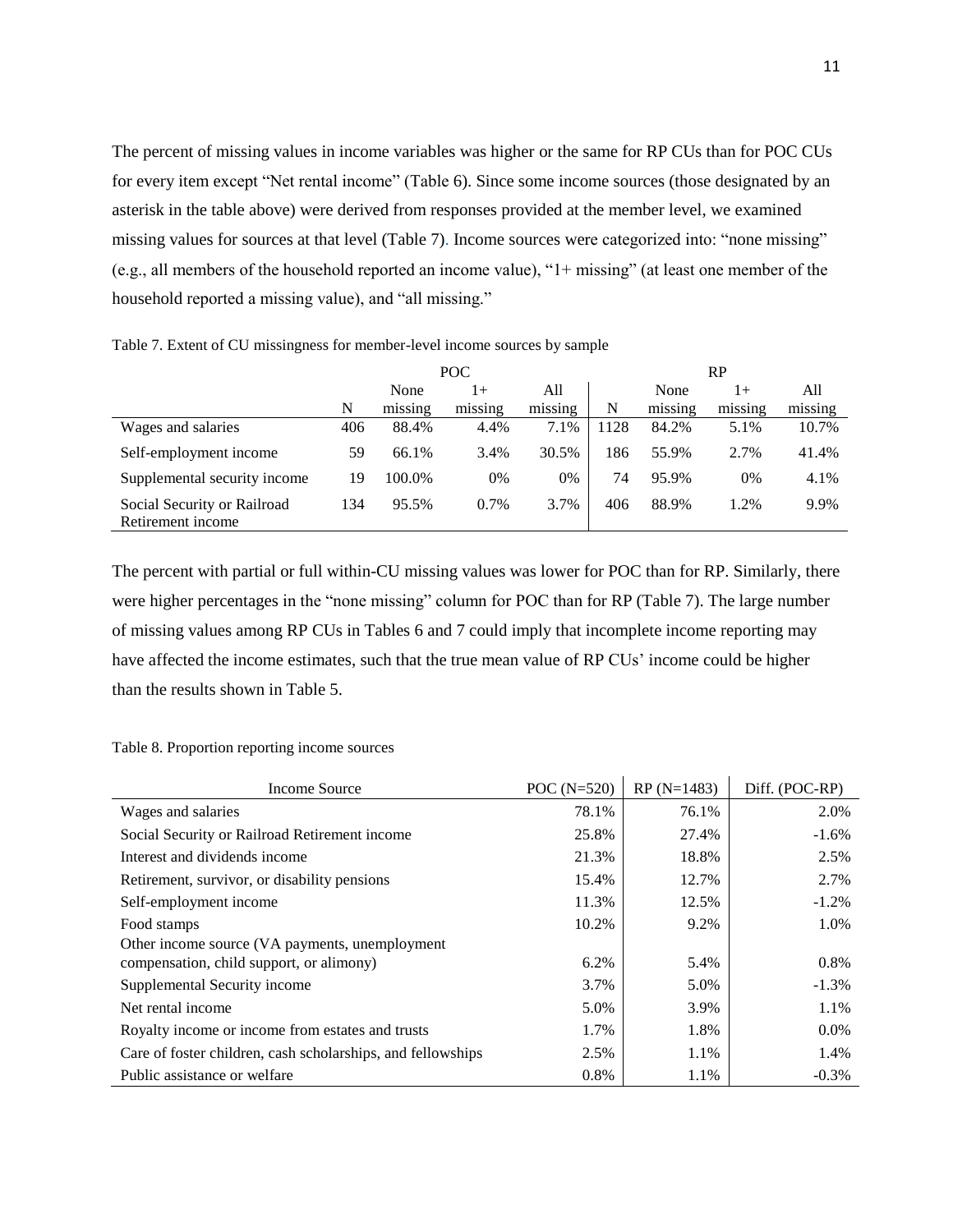The percent of missing values in income variables was higher or the same for RP CUs than for POC CUs for every item except "Net rental income" (Table 6). Since some income sources (those designated by an asterisk in the table above) were derived from responses provided at the member level, we examined missing values for sources at that level (Table 7). Income sources were categorized into: "none missing" (e.g., all members of the household reported an income value), "1+ missing" (at least one member of the household reported a missing value), and "all missing."

Table 7. Extent of CU missingness for member-level income sources by sample

| | POC | | | | RP | | | |
|---|---|---|---|---|---|---|---|---|
| | N | None missing | 1+ missing | All missing | N | None missing | 1+ missing | All missing |
| Wages and salaries | 406 | 88.4% | 4.4% | 7.1% | 1128 | 84.2% | 5.1% | 10.7% |
| Self-employment income | 59 | 66.1% | 3.4% | 30.5% | 186 | 55.9% | 2.7% | 41.4% |
| Supplemental security income | 19 | 100.0% | 0% | 0% | 74 | 95.9% | 0% | 4.1% |
| Social Security or Railroad Retirement income | 134 | 95.5% | 0.7% | 3.7% | 406 | 88.9% | 1.2% | 9.9% |

The percent with partial or full within-CU missing values was lower for POC than for RP. Similarly, there were higher percentages in the "none missing" column for POC than for RP (Table 7). The large number of missing values among RP CUs in Tables 6 and 7 could imply that incomplete income reporting may have affected the income estimates, such that the true mean value of RP CUs' income could be higher than the results shown in Table 5.

Table 8. Proportion reporting income sources

| Income Source | POC (N=520) | RP (N=1483) | Diff. (POC-RP) |
|---|---|---|---|
| Wages and salaries | 78.1% | 76.1% | 2.0% |
| Social Security or Railroad Retirement income | 25.8% | 27.4% | -1.6% |
| Interest and dividends income | 21.3% | 18.8% | 2.5% |
| Retirement, survivor, or disability pensions | 15.4% | 12.7% | 2.7% |
| Self-employment income | 11.3% | 12.5% | -1.2% |
| Food stamps | 10.2% | 9.2% | 1.0% |
| Other income source (VA payments, unemployment compensation, child support, or alimony) | 6.2% | 5.4% | 0.8% |
| Supplemental Security income | 3.7% | 5.0% | -1.3% |
| Net rental income | 5.0% | 3.9% | 1.1% |
| Royalty income or income from estates and trusts | 1.7% | 1.8% | 0.0% |
| Care of foster children, cash scholarships, and fellowships | 2.5% | 1.1% | 1.4% |
| Public assistance or welfare | 0.8% | 1.1% | -0.3% |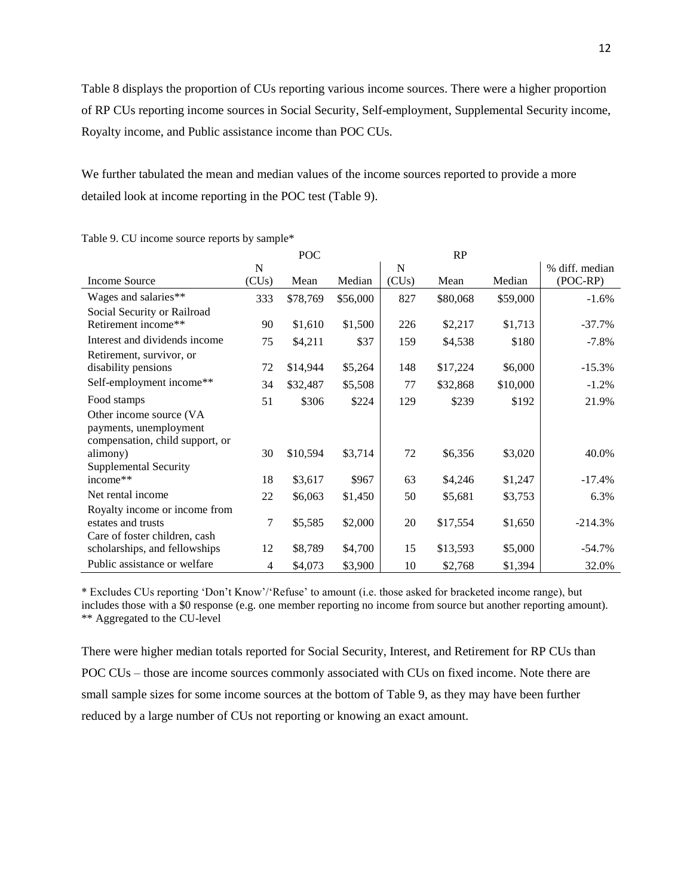Table 8 displays the proportion of CUs reporting various income sources. There were a higher proportion of RP CUs reporting income sources in Social Security, Self-employment, Supplemental Security income, Royalty income, and Public assistance income than POC CUs.

We further tabulated the mean and median values of the income sources reported to provide a more detailed look at income reporting in the POC test (Table 9).

Table 9. CU income source reports by sample*

| | POC | | | RP | | | |
|---|---|---|---|---|---|---|---|
| Income Source | N (CUs) | Mean | Median | N (CUs) | Mean | Median | % diff. median (POC-RP) |
| Wages and salaries** | 333 | $78,769 | $56,000 | 827 | $80,068 | $59,000 | -1.6% |
| Social Security or Railroad Retirement income** | 90 | $1,610 | $1,500 | 226 | $2,217 | $1,713 | -37.7% |
| Interest and dividends income | 75 | $4,211 | $37 | 159 | $4,538 | $180 | -7.8% |
| Retirement, survivor, or disability pensions | 72 | $14,944 | $5,264 | 148 | $17,224 | $6,000 | -15.3% |
| Self-employment income** | 34 | $32,487 | $5,508 | 77 | $32,868 | $10,000 | -1.2% |
| Food stamps | 51 | $306 | $224 | 129 | $239 | $192 | 21.9% |
| Other income source (VA payments, unemployment compensation, child support, or alimony) | 30 | $10,594 | $3,714 | 72 | $6,356 | $3,020 | 40.0% |
| Supplemental Security income** | 18 | $3,617 | $967 | 63 | $4,246 | $1,247 | -17.4% |
| Net rental income | 22 | $6,063 | $1,450 | 50 | $5,681 | $3,753 | 6.3% |
| Royalty income or income from estates and trusts | 7 | $5,585 | $2,000 | 20 | $17,554 | $1,650 | -214.3% |
| Care of foster children, cash scholarships, and fellowships | 12 | $8,789 | $4,700 | 15 | $13,593 | $5,000 | -54.7% |
| Public assistance or welfare | 4 | $4,073 | $3,900 | 10 | $2,768 | $1,394 | 32.0% |

* Excludes CUs reporting 'Don't Know'/'Refuse' to amount (i.e. those asked for bracketed income range), but includes those with a $0 response (e.g. one member reporting no income from source but another reporting amount).
** Aggregated to the CU-level

There were higher median totals reported for Social Security, Interest, and Retirement for RP CUs than POC CUs – those are income sources commonly associated with CUs on fixed income. Note there are small sample sizes for some income sources at the bottom of Table 9, as they may have been further reduced by a large number of CUs not reporting or knowing an exact amount.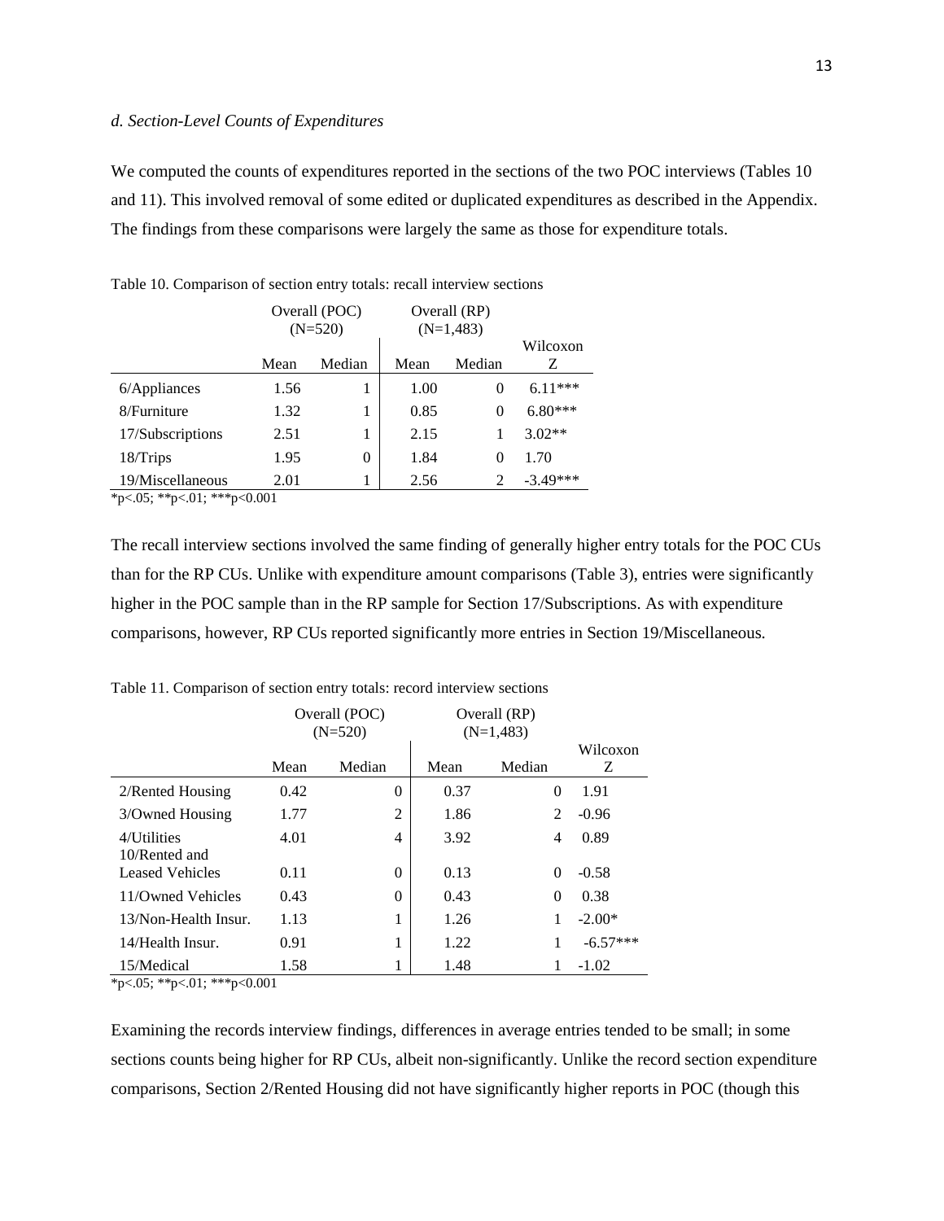*d. Section-Level Counts of Expenditures*

We computed the counts of expenditures reported in the sections of the two POC interviews (Tables 10 and 11). This involved removal of some edited or duplicated expenditures as described in the Appendix. The findings from these comparisons were largely the same as those for expenditure totals.

Table 10. Comparison of section entry totals: recall interview sections

| | Overall (POC) (N=520) | | Overall (RP) (N=1,483) | | |
|---|---|---|---|---|---|
| | Mean | Median | Mean | Median | Wilcoxon Z |
| 6/Appliances | 1.56 | 1 | 1.00 | 0 | 6.11*** |
| 8/Furniture | 1.32 | 1 | 0.85 | 0 | 6.80*** |
| 17/Subscriptions | 2.51 | 1 | 2.15 | 1 | 3.02** |
| 18/Trips | 1.95 | 0 | 1.84 | 0 | 1.70 |
| 19/Miscellaneous | 2.01 | 1 | 2.56 | 2 | -3.49*** |

*p<.05; **p<.01; ***p<0.001

The recall interview sections involved the same finding of generally higher entry totals for the POC CUs than for the RP CUs. Unlike with expenditure amount comparisons (Table 3), entries were significantly higher in the POC sample than in the RP sample for Section 17/Subscriptions. As with expenditure comparisons, however, RP CUs reported significantly more entries in Section 19/Miscellaneous.

Table 11. Comparison of section entry totals: record interview sections

| | Overall (POC) (N=520) | | Overall (RP) (N=1,483) | | |
|---|---|---|---|---|---|
| | Mean | Median | Mean | Median | Wilcoxon Z |
| 2/Rented Housing | 0.42 | 0 | 0.37 | 0 | 1.91 |
| 3/Owned Housing | 1.77 | 2 | 1.86 | 2 | -0.96 |
| 4/Utilities | 4.01 | 4 | 3.92 | 4 | 0.89 |
| 10/Rented and Leased Vehicles | 0.11 | 0 | 0.13 | 0 | -0.58 |
| 11/Owned Vehicles | 0.43 | 0 | 0.43 | 0 | 0.38 |
| 13/Non-Health Insur. | 1.13 | 1 | 1.26 | 1 | -2.00* |
| 14/Health Insur. | 0.91 | 1 | 1.22 | 1 | -6.57*** |
| 15/Medical | 1.58 | 1 | 1.48 | 1 | -1.02 |

*p<.05; **p<.01; ***p<0.001

Examining the records interview findings, differences in average entries tended to be small; in some sections counts being higher for RP CUs, albeit non-significantly. Unlike the record section expenditure comparisons, Section 2/Rented Housing did not have significantly higher reports in POC (though this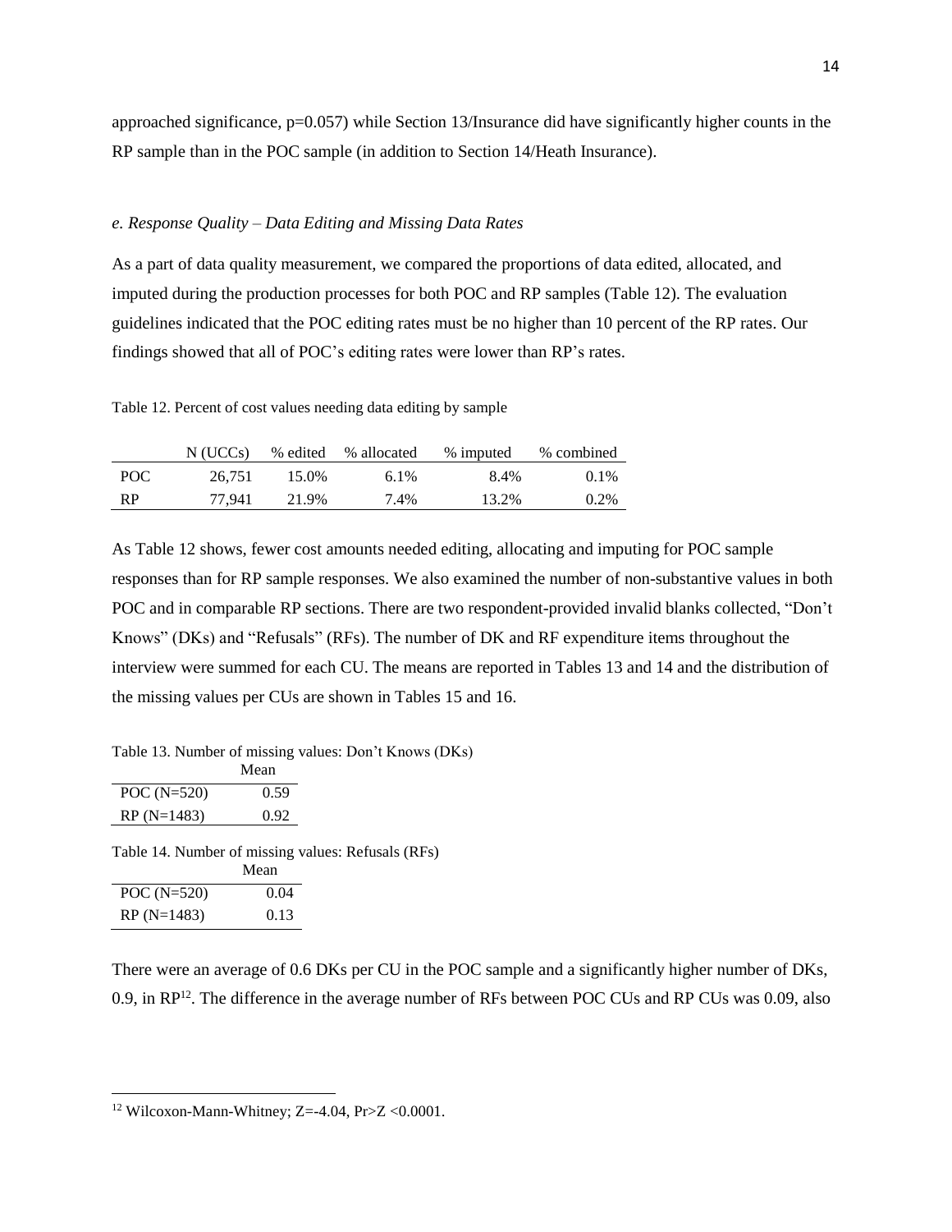approached significance, p=0.057) while Section 13/Insurance did have significantly higher counts in the RP sample than in the POC sample (in addition to Section 14/Heath Insurance).

### *e. Response Quality – Data Editing and Missing Data Rates*

As a part of data quality measurement, we compared the proportions of data edited, allocated, and imputed during the production processes for both POC and RP samples (Table 12). The evaluation guidelines indicated that the POC editing rates must be no higher than 10 percent of the RP rates. Our findings showed that all of POC's editing rates were lower than RP's rates.

Table 12. Percent of cost values needing data editing by sample

| | N (UCCs) | % edited | % allocated | % imputed | % combined |
|---|---|---|---|---|---|
| POC | 26,751 | 15.0% | 6.1% | 8.4% | 0.1% |
| RP | 77,941 | 21.9% | 7.4% | 13.2% | 0.2% |

As Table 12 shows, fewer cost amounts needed editing, allocating and imputing for POC sample responses than for RP sample responses. We also examined the number of non-substantive values in both POC and in comparable RP sections. There are two respondent-provided invalid blanks collected, "Don't Knows" (DKs) and "Refusals" (RFs). The number of DK and RF expenditure items throughout the interview were summed for each CU. The means are reported in Tables 13 and 14 and the distribution of the missing values per CUs are shown in Tables 15 and 16.

Table 13. Number of missing values: Don't Knows (DKs)

| | Mean |
|---|---|
| POC (N=520) | 0.59 |
| RP (N=1483) | 0.92 |

Table 14. Number of missing values: Refusals (RFs)

| | Mean |
|---|---|
| POC (N=520) | 0.04 |
| RP (N=1483) | 0.13 |

There were an average of 0.6 DKs per CU in the POC sample and a significantly higher number of DKs, 0.9, in RP[12]. The difference in the average number of RFs between POC CUs and RP CUs was 0.09, also

[12] Wilcoxon-Mann-Whitney; $Z=-4.04$, $Pr>Z <0.0001$.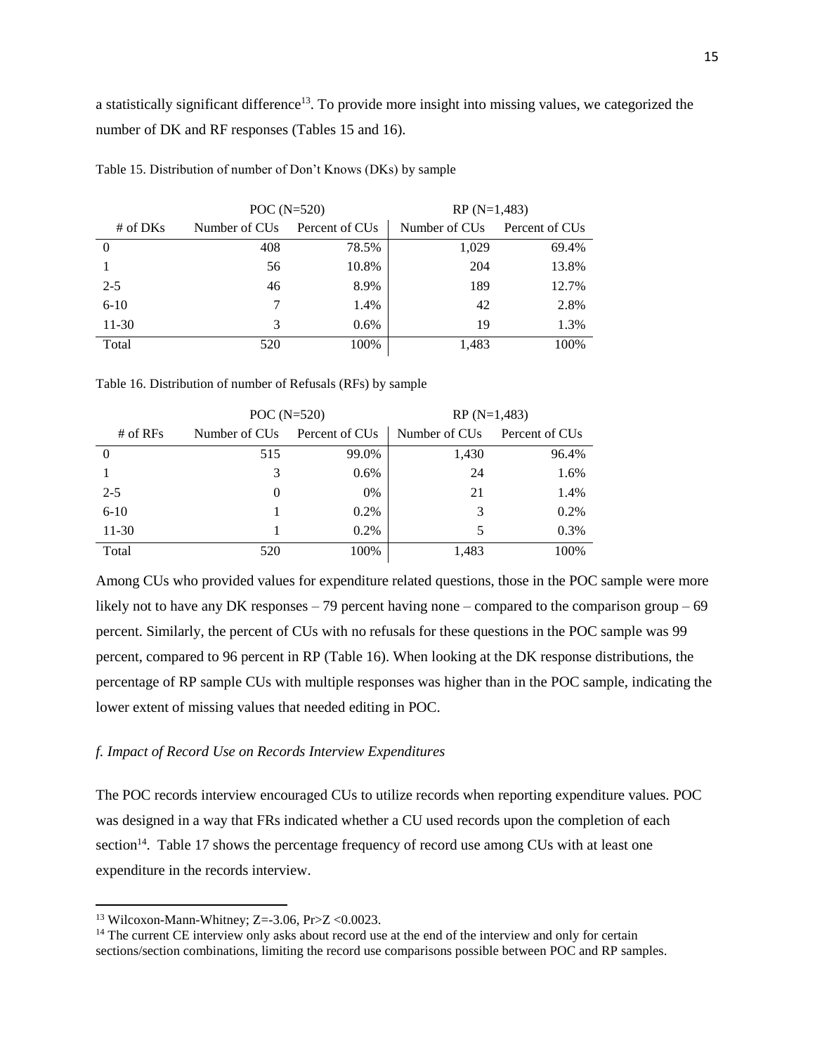a statistically significant difference[13]. To provide more insight into missing values, we categorized the number of DK and RF responses (Tables 15 and 16).

Table 15. Distribution of number of Don't Knows (DKs) by sample

| | POC (N=520) | | RP (N=1,483) | |
|---|---|---|---|---|
| # of DKs | Number of CUs | Percent of CUs | Number of CUs | Percent of CUs |
| 0 | 408 | 78.5% | 1,029 | 69.4% |
| 1 | 56 | 10.8% | 204 | 13.8% |
| 2-5 | 46 | 8.9% | 189 | 12.7% |
| 6-10 | 7 | 1.4% | 42 | 2.8% |
| 11-30 | 3 | 0.6% | 19 | 1.3% |
| Total | 520 | 100% | 1,483 | 100% |

Table 16. Distribution of number of Refusals (RFs) by sample

| | POC (N=520) | | RP (N=1,483) | |
|---|---|---|---|---|
| # of RFs | Number of CUs | Percent of CUs | Number of CUs | Percent of CUs |
| 0 | 515 | 99.0% | 1,430 | 96.4% |
| 1 | 3 | 0.6% | 24 | 1.6% |
| 2-5 | 0 | 0% | 21 | 1.4% |
| 6-10 | 1 | 0.2% | 3 | 0.2% |
| 11-30 | 1 | 0.2% | 5 | 0.3% |
| Total | 520 | 100% | 1,483 | 100% |

Among CUs who provided values for expenditure related questions, those in the POC sample were more likely not to have any DK responses – 79 percent having none – compared to the comparison group – 69 percent. Similarly, the percent of CUs with no refusals for these questions in the POC sample was 99 percent, compared to 96 percent in RP (Table 16). When looking at the DK response distributions, the percentage of RP sample CUs with multiple responses was higher than in the POC sample, indicating the lower extent of missing values that needed editing in POC.

### *f. Impact of Record Use on Records Interview Expenditures*

The POC records interview encouraged CUs to utilize records when reporting expenditure values. POC was designed in a way that FRs indicated whether a CU used records upon the completion of each section[14]. Table 17 shows the percentage frequency of record use among CUs with at least one expenditure in the records interview.

---

[13] Wilcoxon-Mann-Whitney; $Z=-3.06$, $Pr>Z <0.0023$.

[14] The current CE interview only asks about record use at the end of the interview and only for certain sections/section combinations, limiting the record use comparisons possible between POC and RP samples.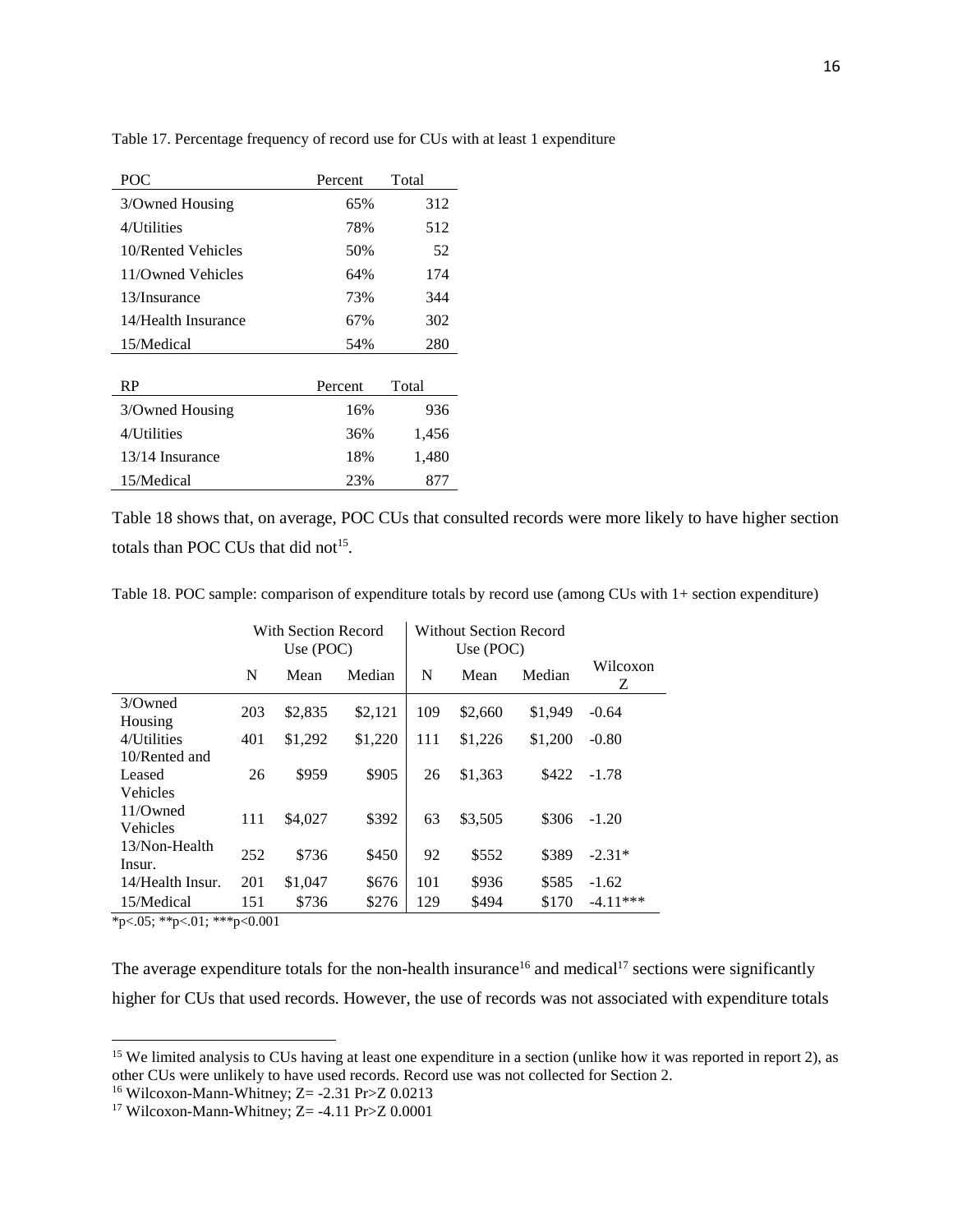Table 17. Percentage frequency of record use for CUs with at least 1 expenditure

| POC | Percent | Total |
| --- | --- | --- |
| 3/Owned Housing | 65% | 312 |
| 4/Utilities | 78% | 512 |
| 10/Rented Vehicles | 50% | 52 |
| 11/Owned Vehicles | 64% | 174 |
| 13/Insurance | 73% | 344 |
| 14/Health Insurance | 67% | 302 |
| 15/Medical | 54% | 280 |

| RP | Percent | Total |
| --- | --- | --- |
| 3/Owned Housing | 16% | 936 |
| 4/Utilities | 36% | 1,456 |
| 13/14 Insurance | 18% | 1,480 |
| 15/Medical | 23% | 877 |

Table 18 shows that, on average, POC CUs that consulted records were more likely to have higher section totals than POC CUs that did not[15].

Table 18. POC sample: comparison of expenditure totals by record use (among CUs with 1+ section expenditure)

| | With Section Record Use (POC) | | | Without Section Record Use (POC) | | | |
| --- | --- | --- | --- | --- | --- | --- | --- |
| | N | Mean | Median | N | Mean | Median | Wilcoxon Z |
| 3/Owned Housing | 203 | \$2,835 | \$2,121 | 109 | \$2,660 | \$1,949 | -0.64 |
| 4/Utilities | 401 | \$1,292 | \$1,220 | 111 | \$1,226 | \$1,200 | -0.80 |
| 10/Rented and Leased Vehicles | 26 | \$959 | \$905 | 26 | \$1,363 | \$422 | -1.78 |
| 11/Owned Vehicles | 111 | \$4,027 | \$392 | 63 | \$3,505 | \$306 | -1.20 |
| 13/Non-Health Insur. | 252 | \$736 | \$450 | 92 | \$552 | \$389 | -2.31* |
| 14/Health Insur. | 201 | \$1,047 | \$676 | 101 | \$936 | \$585 | -1.62 |
| 15/Medical | 151 | \$736 | \$276 | 129 | \$494 | \$170 | -4.11*** |

*p<.05; **p<.01; ***p<0.001

The average expenditure totals for the non-health insurance[16] and medical[17] sections were significantly higher for CUs that used records. However, the use of records was not associated with expenditure totals

[15] We limited analysis to CUs having at least one expenditure in a section (unlike how it was reported in report 2), as other CUs were unlikely to have used records. Record use was not collected for Section 2.

[16] Wilcoxon-Mann-Whitney; Z= -2.31 Pr>Z 0.0213

[17] Wilcoxon-Mann-Whitney; Z= -4.11 Pr>Z 0.0001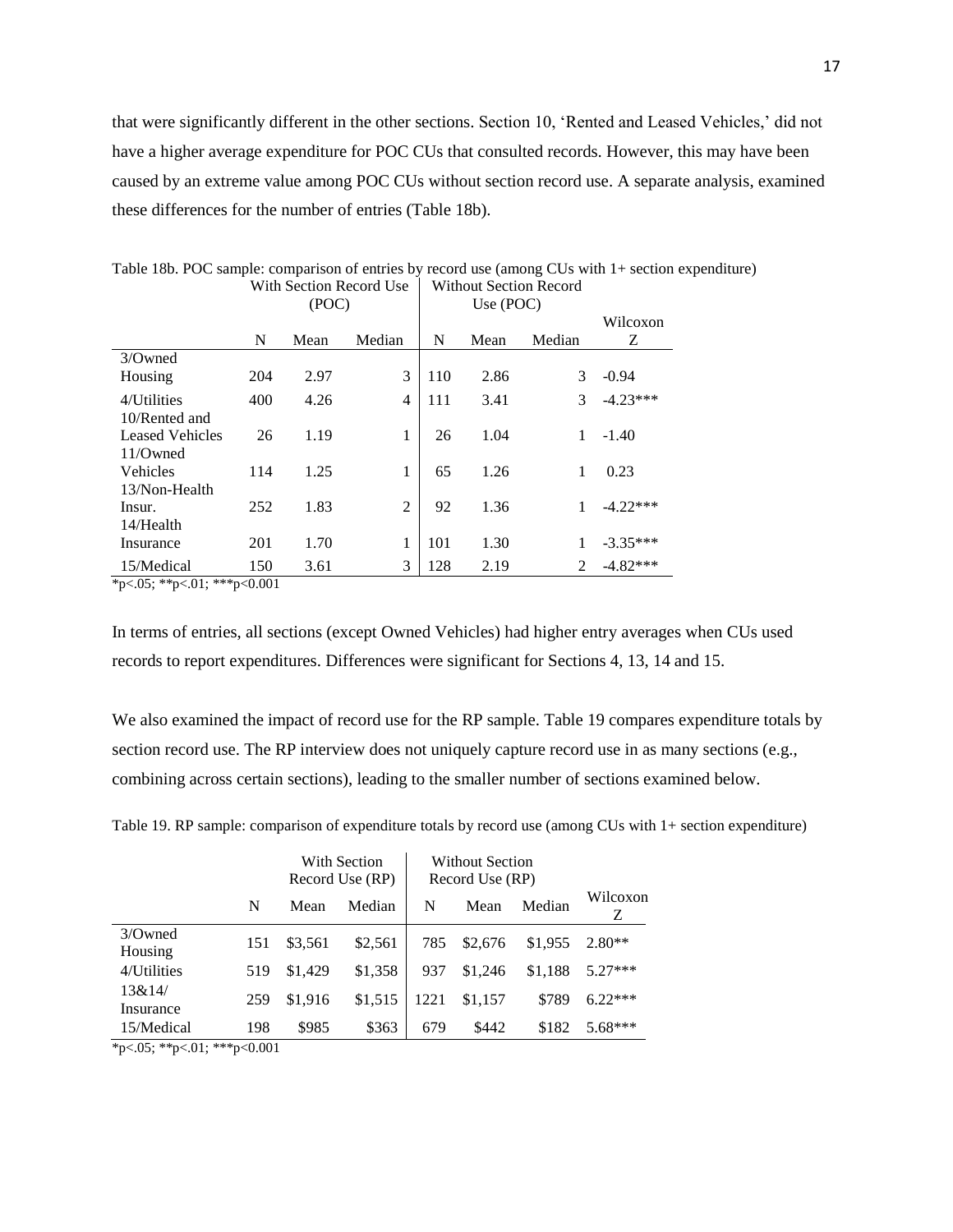that were significantly different in the other sections. Section 10, 'Rented and Leased Vehicles,' did not have a higher average expenditure for POC CUs that consulted records. However, this may have been caused by an extreme value among POC CUs without section record use. A separate analysis, examined these differences for the number of entries (Table 18b).

Table 18b. POC sample: comparison of entries by record use (among CUs with 1+ section expenditure)

| | With Section Record Use (POC) | | | Without Section Record Use (POC) | | | |
|---|---|---|---|---|---|---|---|
| | N | Mean | Median | N | Mean | Median | Wilcoxon Z |
| 3/Owned Housing | 204 | 2.97 | 3 | 110 | 2.86 | 3 | -0.94 |
| 4/Utilities | 400 | 4.26 | 4 | 111 | 3.41 | 3 | -4.23*** |
| 10/Rented and Leased Vehicles | 26 | 1.19 | 1 | 26 | 1.04 | 1 | -1.40 |
| 11/Owned Vehicles | 114 | 1.25 | 1 | 65 | 1.26 | 1 | 0.23 |
| 13/Non-Health Insur. | 252 | 1.83 | 2 | 92 | 1.36 | 1 | -4.22*** |
| 14/Health Insurance | 201 | 1.70 | 1 | 101 | 1.30 | 1 | -3.35*** |
| 15/Medical | 150 | 3.61 | 3 | 128 | 2.19 | 2 | -4.82*** |

*p<.05; **p<.01; ***p<0.001

In terms of entries, all sections (except Owned Vehicles) had higher entry averages when CUs used records to report expenditures. Differences were significant for Sections 4, 13, 14 and 15.

We also examined the impact of record use for the RP sample. Table 19 compares expenditure totals by section record use. The RP interview does not uniquely capture record use in as many sections (e.g., combining across certain sections), leading to the smaller number of sections examined below.

Table 19. RP sample: comparison of expenditure totals by record use (among CUs with 1+ section expenditure)

| | With Section Record Use (RP) | | | Without Section Record Use (RP) | | | |
|---|---|---|---|---|---|---|---|
| | N | Mean | Median | N | Mean | Median | Wilcoxon Z |
| 3/Owned Housing | 151 | $3,561 | $2,561 | 785 | $2,676 | $1,955 | 2.80** |
| 4/Utilities | 519 | $1,429 | $1,358 | 937 | $1,246 | $1,188 | 5.27*** |
| 13&14/ Insurance | 259 | $1,916 | $1,515 | 1221 | $1,157 | $789 | 6.22*** |
| 15/Medical | 198 | $985 | $363 | 679 | $442 | $182 | 5.68*** |

*p<.05; **p<.01; ***p<0.001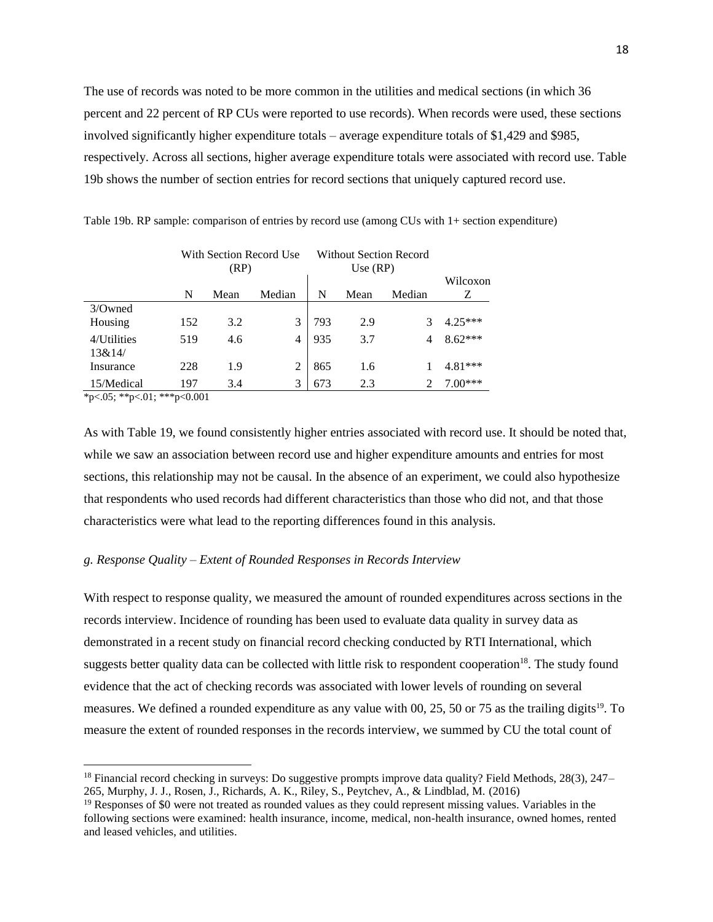The use of records was noted to be more common in the utilities and medical sections (in which 36 percent and 22 percent of RP CUs were reported to use records). When records were used, these sections involved significantly higher expenditure totals – average expenditure totals of $1,429 and $985, respectively. Across all sections, higher average expenditure totals were associated with record use. Table 19b shows the number of section entries for record sections that uniquely captured record use.

Table 19b. RP sample: comparison of entries by record use (among CUs with 1+ section expenditure)

| | With Section Record Use (RP) | | | Without Section Record Use (RP) | | | |
|---|---|---|---|---|---|---|---|
| | N | Mean | Median | N | Mean | Median | Wilcoxon Z |
| 3/Owned Housing | 152 | 3.2 | 3 | 793 | 2.9 | 3 | 4.25*** |
| 4/Utilities | 519 | 4.6 | 4 | 935 | 3.7 | 4 | 8.62*** |
| 13&14/ Insurance | 228 | 1.9 | 2 | 865 | 1.6 | 1 | 4.81*** |
| 15/Medical | 197 | 3.4 | 3 | 673 | 2.3 | 2 | 7.00*** |

*p<.05; **p<.01; ***p<0.001

As with Table 19, we found consistently higher entries associated with record use. It should be noted that, while we saw an association between record use and higher expenditure amounts and entries for most sections, this relationship may not be causal. In the absence of an experiment, we could also hypothesize that respondents who used records had different characteristics than those who did not, and that those characteristics were what lead to the reporting differences found in this analysis.

### *g. Response Quality – Extent of Rounded Responses in Records Interview*

With respect to response quality, we measured the amount of rounded expenditures across sections in the records interview. Incidence of rounding has been used to evaluate data quality in survey data as demonstrated in a recent study on financial record checking conducted by RTI International, which suggests better quality data can be collected with little risk to respondent cooperation[18]. The study found evidence that the act of checking records was associated with lower levels of rounding on several measures. We defined a rounded expenditure as any value with 00, 25, 50 or 75 as the trailing digits[19]. To measure the extent of rounded responses in the records interview, we summed by CU the total count of

[18] Financial record checking in surveys: Do suggestive prompts improve data quality? Field Methods, 28(3), 247–265, Murphy, J. J., Rosen, J., Richards, A. K., Riley, S., Peytchev, A., & Lindblad, M. (2016)

[19] Responses of $0 were not treated as rounded values as they could represent missing values. Variables in the following sections were examined: health insurance, income, medical, non-health insurance, owned homes, rented and leased vehicles, and utilities.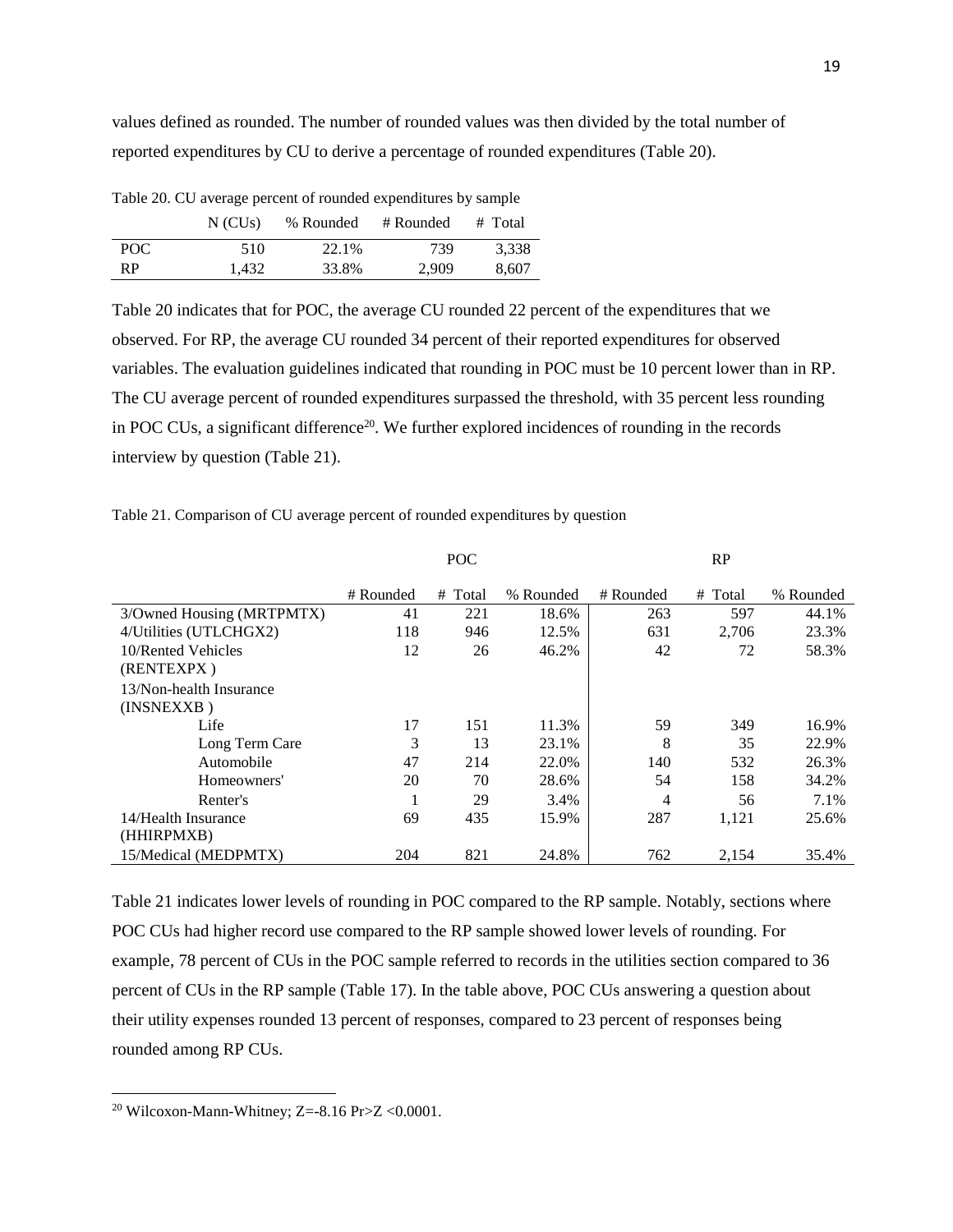values defined as rounded. The number of rounded values was then divided by the total number of reported expenditures by CU to derive a percentage of rounded expenditures (Table 20).

Table 20. CU average percent of rounded expenditures by sample

| | N (CUs) | % Rounded | # Rounded | # Total |
|---|---|---|---|---|
| POC | 510 | 22.1% | 739 | 3,338 |
| RP | 1,432 | 33.8% | 2,909 | 8,607 |

Table 20 indicates that for POC, the average CU rounded 22 percent of the expenditures that we observed. For RP, the average CU rounded 34 percent of their reported expenditures for observed variables. The evaluation guidelines indicated that rounding in POC must be 10 percent lower than in RP. The CU average percent of rounded expenditures surpassed the threshold, with 35 percent less rounding in POC CUs, a significant difference[20]. We further explored incidences of rounding in the records interview by question (Table 21).

Table 21. Comparison of CU average percent of rounded expenditures by question

| | POC | | | RP | | |
|---|---|---|---|---|---|---|
| | # Rounded | # Total | % Rounded | # Rounded | # Total | % Rounded |
| 3/Owned Housing (MRTPMTX) | 41 | 221 | 18.6% | 263 | 597 | 44.1% |
| 4/Utilities (UTLCHGX2) | 118 | 946 | 12.5% | 631 | 2,706 | 23.3% |
| 10/Rented Vehicles (RENTEXPX ) | 12 | 26 | 46.2% | 42 | 72 | 58.3% |
| 13/Non-health Insurance (INSNEXXB ) | | | | | | |
| Life | 17 | 151 | 11.3% | 59 | 349 | 16.9% |
| Long Term Care | 3 | 13 | 23.1% | 8 | 35 | 22.9% |
| Automobile | 47 | 214 | 22.0% | 140 | 532 | 26.3% |
| Homeowners' | 20 | 70 | 28.6% | 54 | 158 | 34.2% |
| Renter's | 1 | 29 | 3.4% | 4 | 56 | 7.1% |
| 14/Health Insurance (HHIRPMXB) | 69 | 435 | 15.9% | 287 | 1,121 | 25.6% |
| 15/Medical (MEDPMTX) | 204 | 821 | 24.8% | 762 | 2,154 | 35.4% |

Table 21 indicates lower levels of rounding in POC compared to the RP sample. Notably, sections where POC CUs had higher record use compared to the RP sample showed lower levels of rounding. For example, 78 percent of CUs in the POC sample referred to records in the utilities section compared to 36 percent of CUs in the RP sample (Table 17). In the table above, POC CUs answering a question about their utility expenses rounded 13 percent of responses, compared to 23 percent of responses being rounded among RP CUs.

[20] Wilcoxon-Mann-Whitney; Z=-8.16 Pr>Z <0.0001.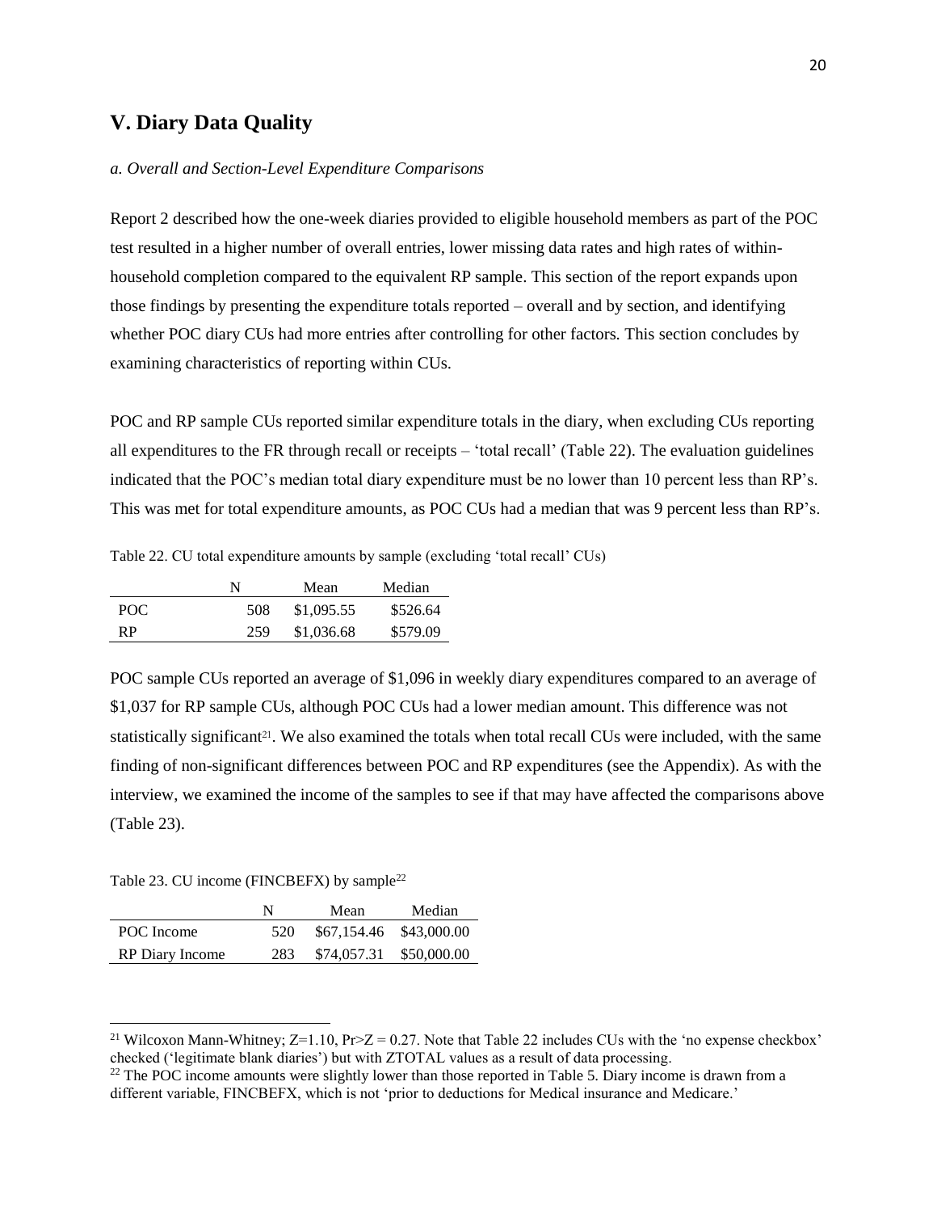## V. Diary Data Quality

*a. Overall and Section-Level Expenditure Comparisons*

Report 2 described how the one-week diaries provided to eligible household members as part of the POC test resulted in a higher number of overall entries, lower missing data rates and high rates of within-household completion compared to the equivalent RP sample. This section of the report expands upon those findings by presenting the expenditure totals reported – overall and by section, and identifying whether POC diary CUs had more entries after controlling for other factors. This section concludes by examining characteristics of reporting within CUs.

POC and RP sample CUs reported similar expenditure totals in the diary, when excluding CUs reporting all expenditures to the FR through recall or receipts – 'total recall' (Table 22). The evaluation guidelines indicated that the POC's median total diary expenditure must be no lower than 10 percent less than RP's. This was met for total expenditure amounts, as POC CUs had a median that was 9 percent less than RP's.

Table 22. CU total expenditure amounts by sample (excluding 'total recall' CUs)

| | N | Mean | Median |
|---|---|---|---|
| POC | 508 | $1,095.55 | $526.64 |
| RP | 259 | $1,036.68 | $579.09 |

POC sample CUs reported an average of $1,096 in weekly diary expenditures compared to an average of $1,037 for RP sample CUs, although POC CUs had a lower median amount. This difference was not statistically significant[21]. We also examined the totals when total recall CUs were included, with the same finding of non-significant differences between POC and RP expenditures (see the Appendix). As with the interview, we examined the income of the samples to see if that may have affected the comparisons above (Table 23).

Table 23. CU income (FINCBEFX) by sample[22]

| | N | Mean | Median |
|---|---|---|---|
| POC Income | 520 | $67,154.46 | $43,000.00 |
| RP Diary Income | 283 | $74,057.31 | $50,000.00 |

[21] Wilcoxon Mann-Whitney; $Z=1.10$, $Pr>Z = 0.27$. Note that Table 22 includes CUs with the 'no expense checkbox' checked ('legitimate blank diaries') but with ZTOTAL values as a result of data processing.

[22] The POC income amounts were slightly lower than those reported in Table 5. Diary income is drawn from a different variable, FINCBEFX, which is not 'prior to deductions for Medical insurance and Medicare.'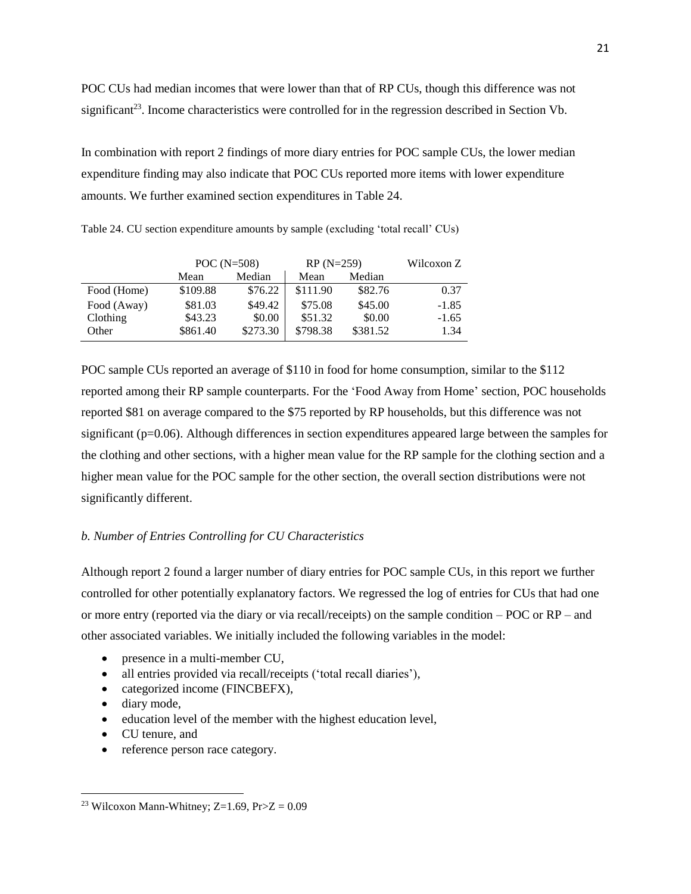POC CUs had median incomes that were lower than that of RP CUs, though this difference was not significant[23]. Income characteristics were controlled for in the regression described in Section Vb.

In combination with report 2 findings of more diary entries for POC sample CUs, the lower median expenditure finding may also indicate that POC CUs reported more items with lower expenditure amounts. We further examined section expenditures in Table 24.

Table 24. CU section expenditure amounts by sample (excluding 'total recall' CUs)

| | POC (N=508) | | RP (N=259) | | Wilcoxon Z |
|---|---|---|---|---|---|
| | Mean | Median | Mean | Median | |
| Food (Home) | \$109.88 | \$76.22 | \$111.90 | \$82.76 | 0.37 |
| Food (Away) | \$81.03 | \$49.42 | \$75.08 | \$45.00 | -1.85 |
| Clothing | \$43.23 | \$0.00 | \$51.32 | \$0.00 | -1.65 |
| Other | \$861.40 | \$273.30 | \$798.38 | \$381.52 | 1.34 |

POC sample CUs reported an average of \$110 in food for home consumption, similar to the \$112 reported among their RP sample counterparts. For the 'Food Away from Home' section, POC households reported \$81 on average compared to the \$75 reported by RP households, but this difference was not significant (p=0.06). Although differences in section expenditures appeared large between the samples for the clothing and other sections, with a higher mean value for the RP sample for the clothing section and a higher mean value for the POC sample for the other section, the overall section distributions were not significantly different.

### *b. Number of Entries Controlling for CU Characteristics*

Although report 2 found a larger number of diary entries for POC sample CUs, in this report we further controlled for other potentially explanatory factors. We regressed the log of entries for CUs that had one or more entry (reported via the diary or via recall/receipts) on the sample condition – POC or RP – and other associated variables. We initially included the following variables in the model:

- presence in a multi-member CU,
- all entries provided via recall/receipts ('total recall diaries'),
- categorized income (FINCBEFX),
- diary mode,
- education level of the member with the highest education level,
- CU tenure, and
- reference person race category.

[23] Wilcoxon Mann-Whitney; Z=1.69, Pr>Z = 0.09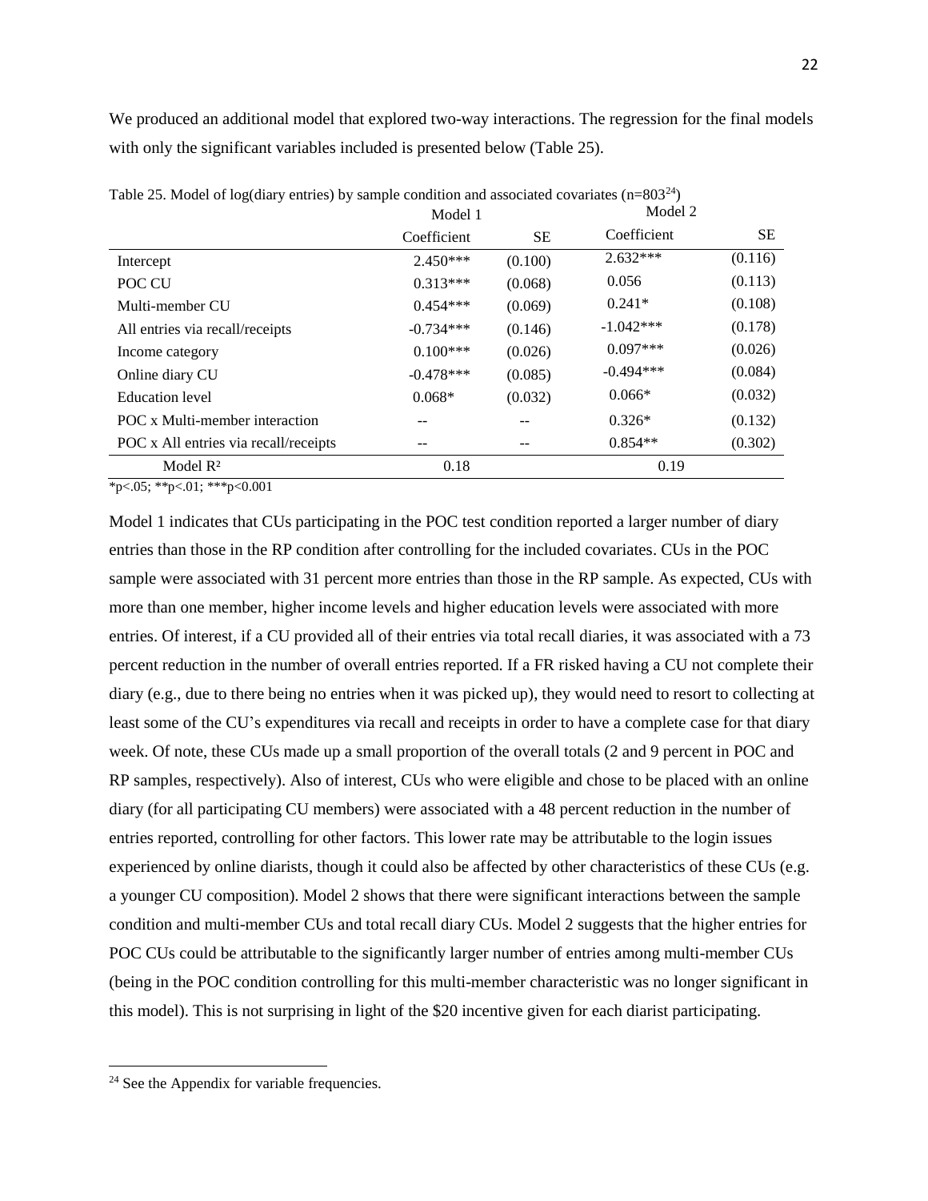We produced an additional model that explored two-way interactions. The regression for the final models with only the significant variables included is presented below (Table 25).

Table 25. Model of log(diary entries) by sample condition and associated covariates (n=803[24])

| | Model 1 | | Model 2 | |
|---|---|---|---|---|
| | Coefficient | SE | Coefficient | SE |
| Intercept | 2.450*** | (0.100) | 2.632*** | (0.116) |
| POC CU | 0.313*** | (0.068) | 0.056 | (0.113) |
| Multi-member CU | 0.454*** | (0.069) | 0.241* | (0.108) |
| All entries via recall/receipts | -0.734*** | (0.146) | -1.042*** | (0.178) |
| Income category | 0.100*** | (0.026) | 0.097*** | (0.026) |
| Online diary CU | -0.478*** | (0.085) | -0.494*** | (0.084) |
| Education level | 0.068* | (0.032) | 0.066* | (0.032) |
| POC x Multi-member interaction | -- | -- | 0.326* | (0.132) |
| POC x All entries via recall/receipts | -- | -- | 0.854** | (0.302) |
| Model $R^2$ | 0.18 | | 0.19 | |

*p<.05; **p<.01; ***p<0.001

Model 1 indicates that CUs participating in the POC test condition reported a larger number of diary entries than those in the RP condition after controlling for the included covariates. CUs in the POC sample were associated with 31 percent more entries than those in the RP sample. As expected, CUs with more than one member, higher income levels and higher education levels were associated with more entries. Of interest, if a CU provided all of their entries via total recall diaries, it was associated with a 73 percent reduction in the number of overall entries reported. If a FR risked having a CU not complete their diary (e.g., due to there being no entries when it was picked up), they would need to resort to collecting at least some of the CU's expenditures via recall and receipts in order to have a complete case for that diary week. Of note, these CUs made up a small proportion of the overall totals (2 and 9 percent in POC and RP samples, respectively). Also of interest, CUs who were eligible and chose to be placed with an online diary (for all participating CU members) were associated with a 48 percent reduction in the number of entries reported, controlling for other factors. This lower rate may be attributable to the login issues experienced by online diarists, though it could also be affected by other characteristics of these CUs (e.g. a younger CU composition). Model 2 shows that there were significant interactions between the sample condition and multi-member CUs and total recall diary CUs. Model 2 suggests that the higher entries for POC CUs could be attributable to the significantly larger number of entries among multi-member CUs (being in the POC condition controlling for this multi-member characteristic was no longer significant in this model). This is not surprising in light of the $20 incentive given for each diarist participating.

[24] See the Appendix for variable frequencies.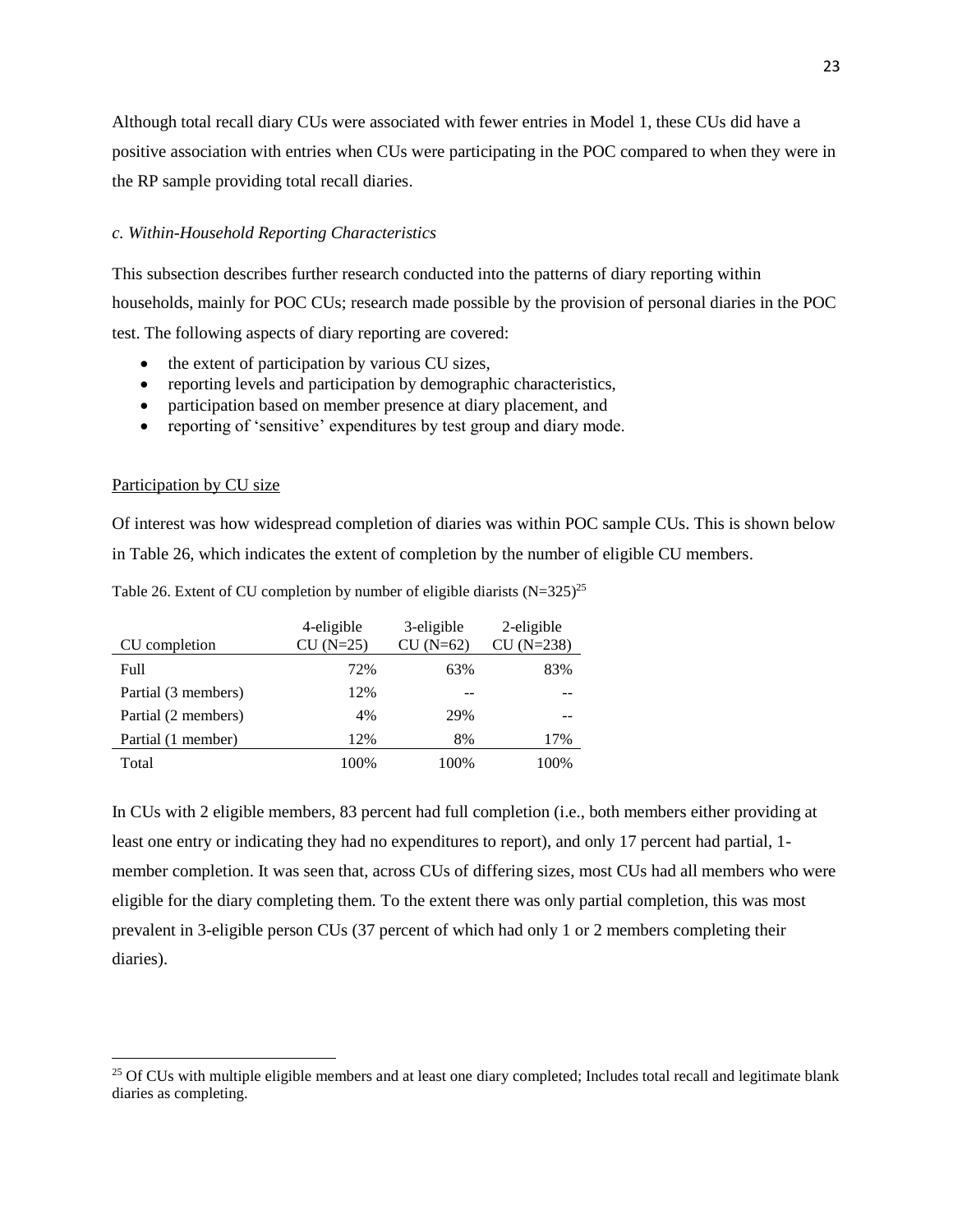Although total recall diary CUs were associated with fewer entries in Model 1, these CUs did have a positive association with entries when CUs were participating in the POC compared to when they were in the RP sample providing total recall diaries.

### *c. Within-Household Reporting Characteristics*

This subsection describes further research conducted into the patterns of diary reporting within households, mainly for POC CUs; research made possible by the provision of personal diaries in the POC test. The following aspects of diary reporting are covered:

- the extent of participation by various CU sizes,
- reporting levels and participation by demographic characteristics,
- participation based on member presence at diary placement, and
- reporting of 'sensitive' expenditures by test group and diary mode.

Participation by CU size

Of interest was how widespread completion of diaries was within POC sample CUs. This is shown below in Table 26, which indicates the extent of completion by the number of eligible CU members.

Table 26. Extent of CU completion by number of eligible diarists (N=325)[25]

| CU completion | 4-eligible CU (N=25) | 3-eligible CU (N=62) | 2-eligible CU (N=238) |
|---|---|---|---|
| Full | 72% | 63% | 83% |
| Partial (3 members) | 12% | -- | -- |
| Partial (2 members) | 4% | 29% | -- |
| Partial (1 member) | 12% | 8% | 17% |
| Total | 100% | 100% | 100% |

In CUs with 2 eligible members, 83 percent had full completion (i.e., both members either providing at least one entry or indicating they had no expenditures to report), and only 17 percent had partial, 1-member completion. It was seen that, across CUs of differing sizes, most CUs had all members who were eligible for the diary completing them. To the extent there was only partial completion, this was most prevalent in 3-eligible person CUs (37 percent of which had only 1 or 2 members completing their diaries).

[25] Of CUs with multiple eligible members and at least one diary completed; Includes total recall and legitimate blank diaries as completing.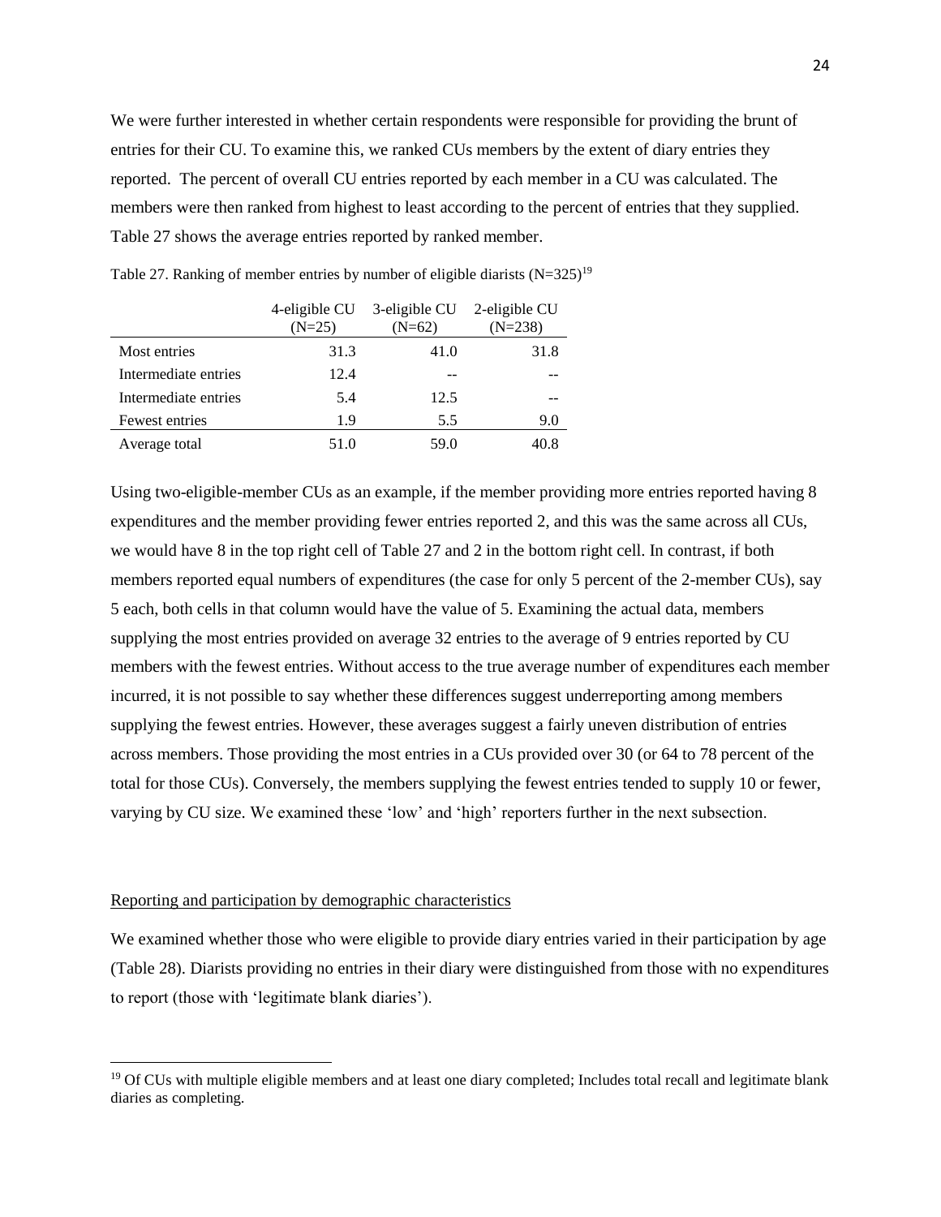We were further interested in whether certain respondents were responsible for providing the brunt of entries for their CU. To examine this, we ranked CUs members by the extent of diary entries they reported. The percent of overall CU entries reported by each member in a CU was calculated. The members were then ranked from highest to least according to the percent of entries that they supplied. Table 27 shows the average entries reported by ranked member.

Table 27. Ranking of member entries by number of eligible diarists (N=325)[19]

| | 4-eligible CU (N=25) | 3-eligible CU (N=62) | 2-eligible CU (N=238) |
|---|---|---|---|
| Most entries | 31.3 | 41.0 | 31.8 |
| Intermediate entries | 12.4 | -- | -- |
| Intermediate entries | 5.4 | 12.5 | -- |
| Fewest entries | 1.9 | 5.5 | 9.0 |
| Average total | 51.0 | 59.0 | 40.8 |

Using two-eligible-member CUs as an example, if the member providing more entries reported having 8 expenditures and the member providing fewer entries reported 2, and this was the same across all CUs, we would have 8 in the top right cell of Table 27 and 2 in the bottom right cell. In contrast, if both members reported equal numbers of expenditures (the case for only 5 percent of the 2-member CUs), say 5 each, both cells in that column would have the value of 5. Examining the actual data, members supplying the most entries provided on average 32 entries to the average of 9 entries reported by CU members with the fewest entries. Without access to the true average number of expenditures each member incurred, it is not possible to say whether these differences suggest underreporting among members supplying the fewest entries. However, these averages suggest a fairly uneven distribution of entries across members. Those providing the most entries in a CUs provided over 30 (or 64 to 78 percent of the total for those CUs). Conversely, the members supplying the fewest entries tended to supply 10 or fewer, varying by CU size. We examined these 'low' and 'high' reporters further in the next subsection.

## Reporting and participation by demographic characteristics

We examined whether those who were eligible to provide diary entries varied in their participation by age (Table 28). Diarists providing no entries in their diary were distinguished from those with no expenditures to report (those with 'legitimate blank diaries').

[19] Of CUs with multiple eligible members and at least one diary completed; Includes total recall and legitimate blank diaries as completing.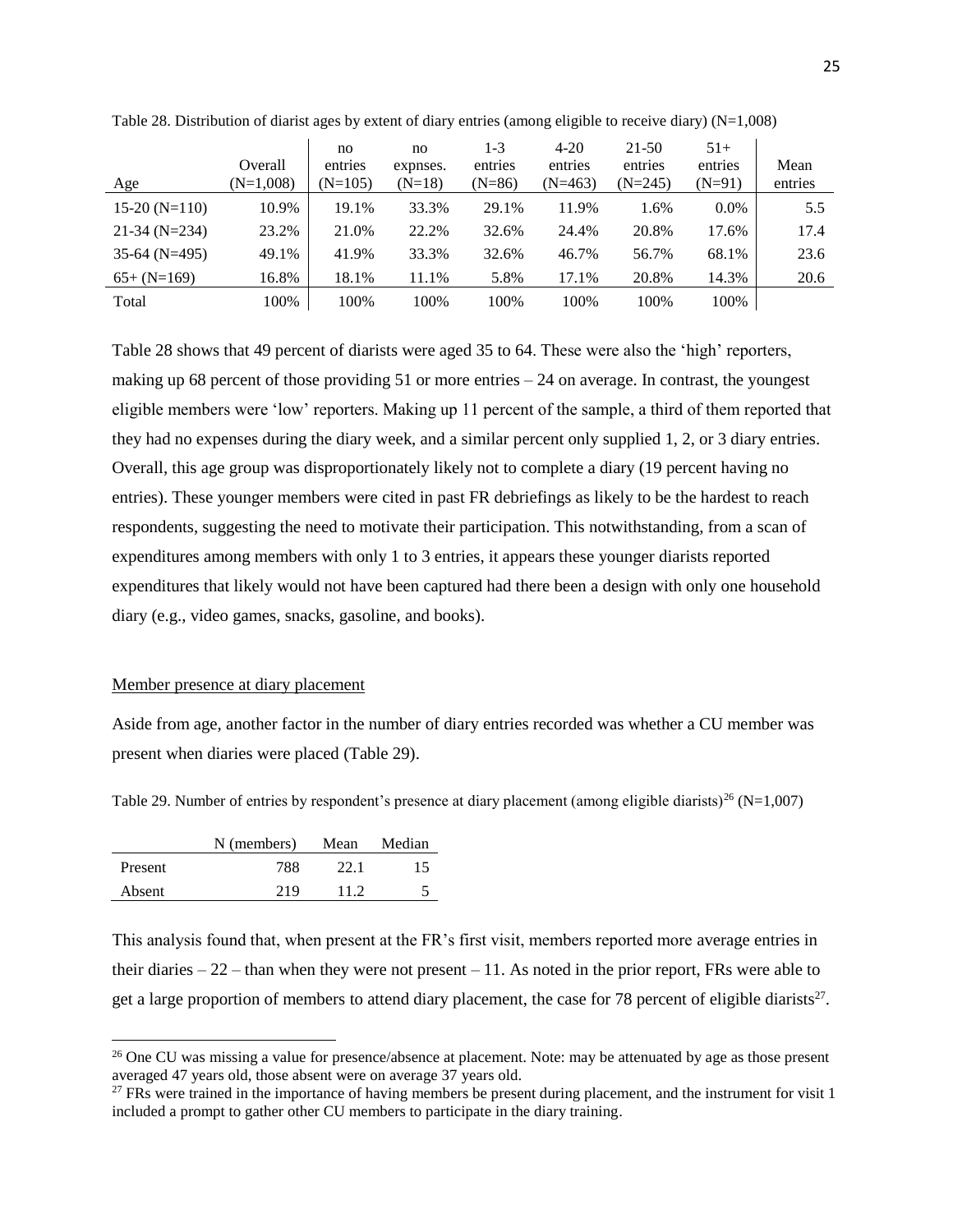Table 28. Distribution of diarist ages by extent of diary entries (among eligible to receive diary) (N=1,008)

| Age | Overall (N=1,008) | no entries (N=105) | no expnses. (N=18) | 1-3 entries (N=86) | 4-20 entries (N=463) | 21-50 entries (N=245) | 51+ entries (N=91) | Mean entries |
|---|---|---|---|---|---|---|---|---|
| 15-20 (N=110) | 10.9% | 19.1% | 33.3% | 29.1% | 11.9% | 1.6% | 0.0% | 5.5 |
| 21-34 (N=234) | 23.2% | 21.0% | 22.2% | 32.6% | 24.4% | 20.8% | 17.6% | 17.4 |
| 35-64 (N=495) | 49.1% | 41.9% | 33.3% | 32.6% | 46.7% | 56.7% | 68.1% | 23.6 |
| 65+ (N=169) | 16.8% | 18.1% | 11.1% | 5.8% | 17.1% | 20.8% | 14.3% | 20.6 |
| Total | 100% | 100% | 100% | 100% | 100% | 100% | 100% | |

Table 28 shows that 49 percent of diarists were aged 35 to 64. These were also the 'high' reporters, making up 68 percent of those providing 51 or more entries – 24 on average. In contrast, the youngest eligible members were 'low' reporters. Making up 11 percent of the sample, a third of them reported that they had no expenses during the diary week, and a similar percent only supplied 1, 2, or 3 diary entries. Overall, this age group was disproportionately likely not to complete a diary (19 percent having no entries). These younger members were cited in past FR debriefings as likely to be the hardest to reach respondents, suggesting the need to motivate their participation. This notwithstanding, from a scan of expenditures among members with only 1 to 3 entries, it appears these younger diarists reported expenditures that likely would not have been captured had there been a design with only one household diary (e.g., video games, snacks, gasoline, and books).

## Member presence at diary placement

Aside from age, another factor in the number of diary entries recorded was whether a CU member was present when diaries were placed (Table 29).

Table 29. Number of entries by respondent's presence at diary placement (among eligible diarists)[26] (N=1,007)

| | N (members) | Mean | Median |
|---|---|---|---|
| Present | 788 | 22.1 | 15 |
| Absent | 219 | 11.2 | 5 |

This analysis found that, when present at the FR's first visit, members reported more average entries in their diaries – 22 – than when they were not present – 11. As noted in the prior report, FRs were able to get a large proportion of members to attend diary placement, the case for 78 percent of eligible diarists[27].

[26] One CU was missing a value for presence/absence at placement. Note: may be attenuated by age as those present averaged 47 years old, those absent were on average 37 years old.

[27] FRs were trained in the importance of having members be present during placement, and the instrument for visit 1 included a prompt to gather other CU members to participate in the diary training.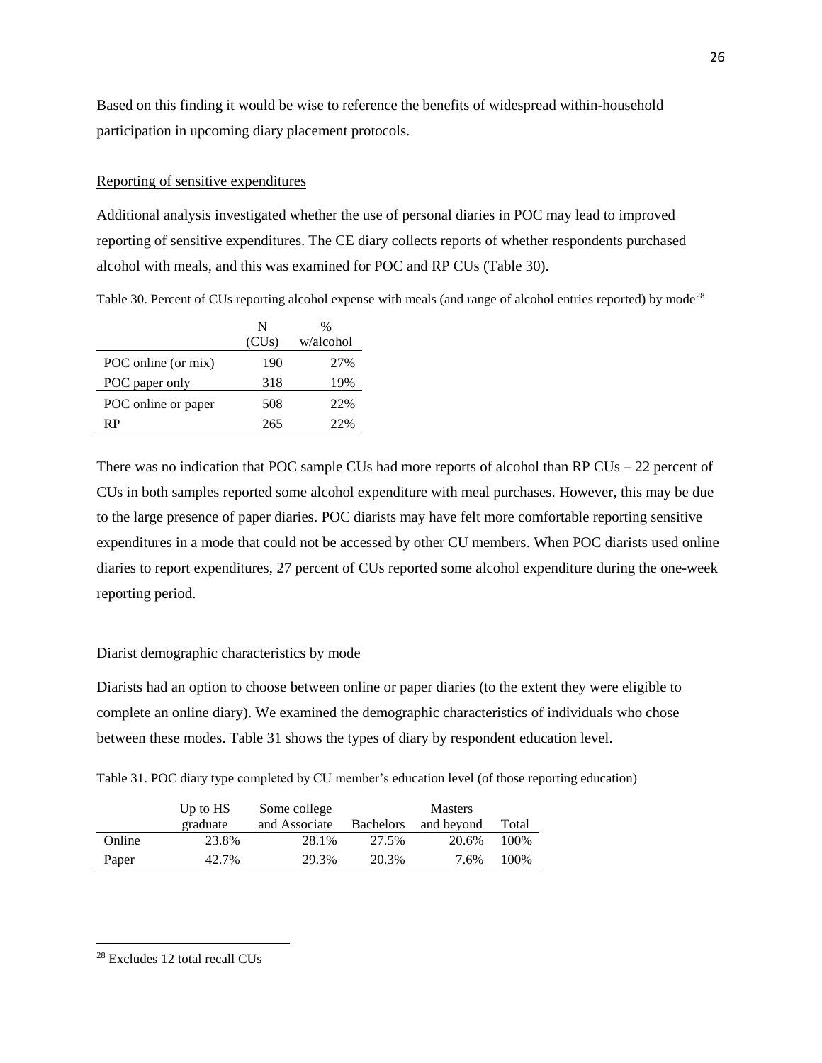Based on this finding it would be wise to reference the benefits of widespread within-household participation in upcoming diary placement protocols.

## Reporting of sensitive expenditures

Additional analysis investigated whether the use of personal diaries in POC may lead to improved reporting of sensitive expenditures. The CE diary collects reports of whether respondents purchased alcohol with meals, and this was examined for POC and RP CUs (Table 30).

Table 30. Percent of CUs reporting alcohol expense with meals (and range of alcohol entries reported) by mode[28]

| | N (CUs) | % w/alcohol |
|---|---|---|
| POC online (or mix) | 190 | 27% |
| POC paper only | 318 | 19% |
| POC online or paper | 508 | 22% |
| RP | 265 | 22% |

There was no indication that POC sample CUs had more reports of alcohol than RP CUs – 22 percent of CUs in both samples reported some alcohol expenditure with meal purchases. However, this may be due to the large presence of paper diaries. POC diarists may have felt more comfortable reporting sensitive expenditures in a mode that could not be accessed by other CU members. When POC diarists used online diaries to report expenditures, 27 percent of CUs reported some alcohol expenditure during the one-week reporting period.

## Diarist demographic characteristics by mode

Diarists had an option to choose between online or paper diaries (to the extent they were eligible to complete an online diary). We examined the demographic characteristics of individuals who chose between these modes. Table 31 shows the types of diary by respondent education level.

Table 31. POC diary type completed by CU member's education level (of those reporting education)

| | Up to HS graduate | Some college and Associate | Bachelors | Masters and beyond | Total |
|---|---|---|---|---|---|
| Online | 23.8% | 28.1% | 27.5% | 20.6% | 100% |
| Paper | 42.7% | 29.3% | 20.3% | 7.6% | 100% |

[28] Excludes 12 total recall CUs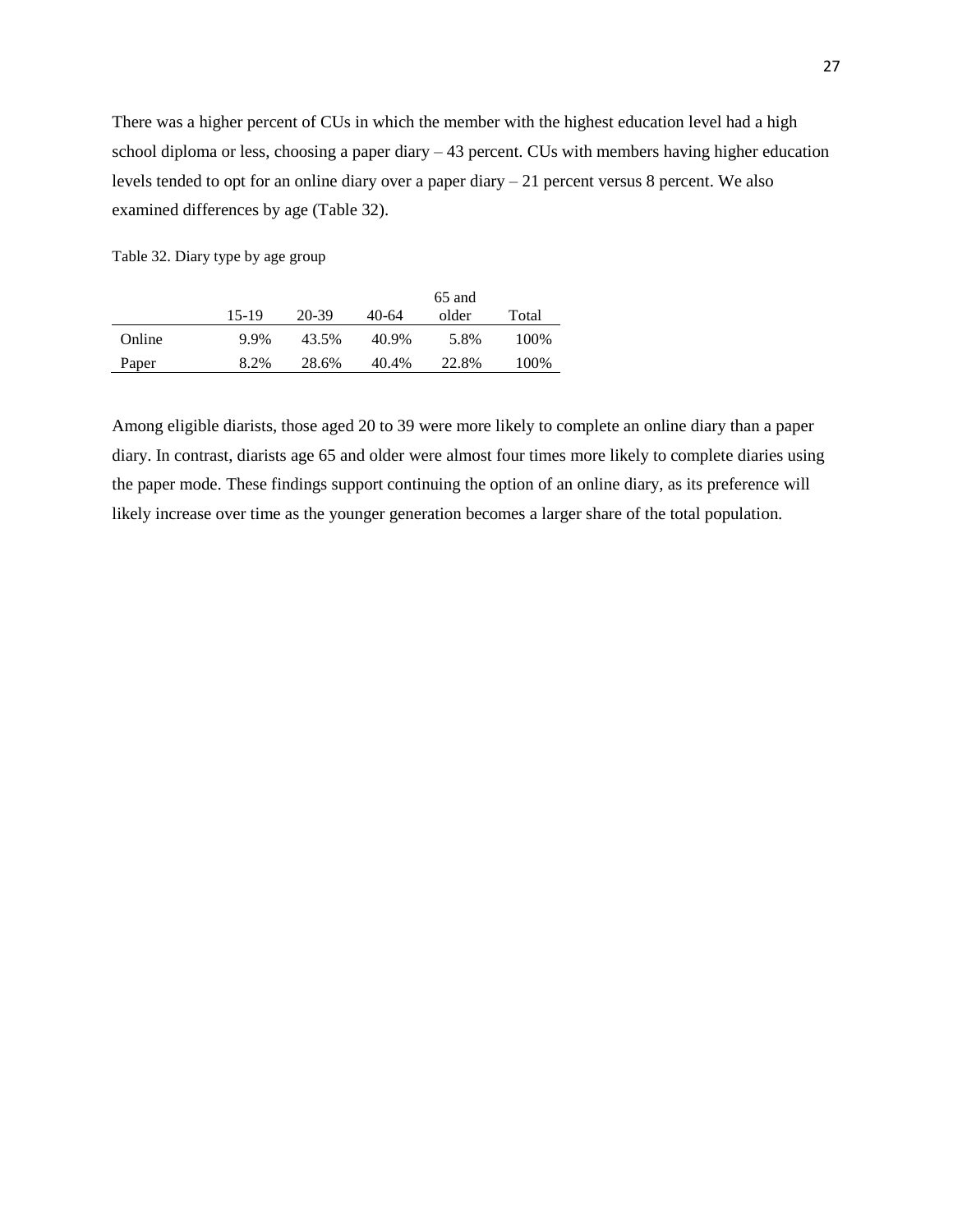There was a higher percent of CUs in which the member with the highest education level had a high school diploma or less, choosing a paper diary – 43 percent. CUs with members having higher education levels tended to opt for an online diary over a paper diary – 21 percent versus 8 percent. We also examined differences by age (Table 32).

Table 32. Diary type by age group

| | 15-19 | 20-39 | 40-64 | 65 and older | Total |
|---|---|---|---|---|---|
| Online | 9.9% | 43.5% | 40.9% | 5.8% | 100% |
| Paper | 8.2% | 28.6% | 40.4% | 22.8% | 100% |

Among eligible diarists, those aged 20 to 39 were more likely to complete an online diary than a paper diary. In contrast, diarists age 65 and older were almost four times more likely to complete diaries using the paper mode. These findings support continuing the option of an online diary, as its preference will likely increase over time as the younger generation becomes a larger share of the total population.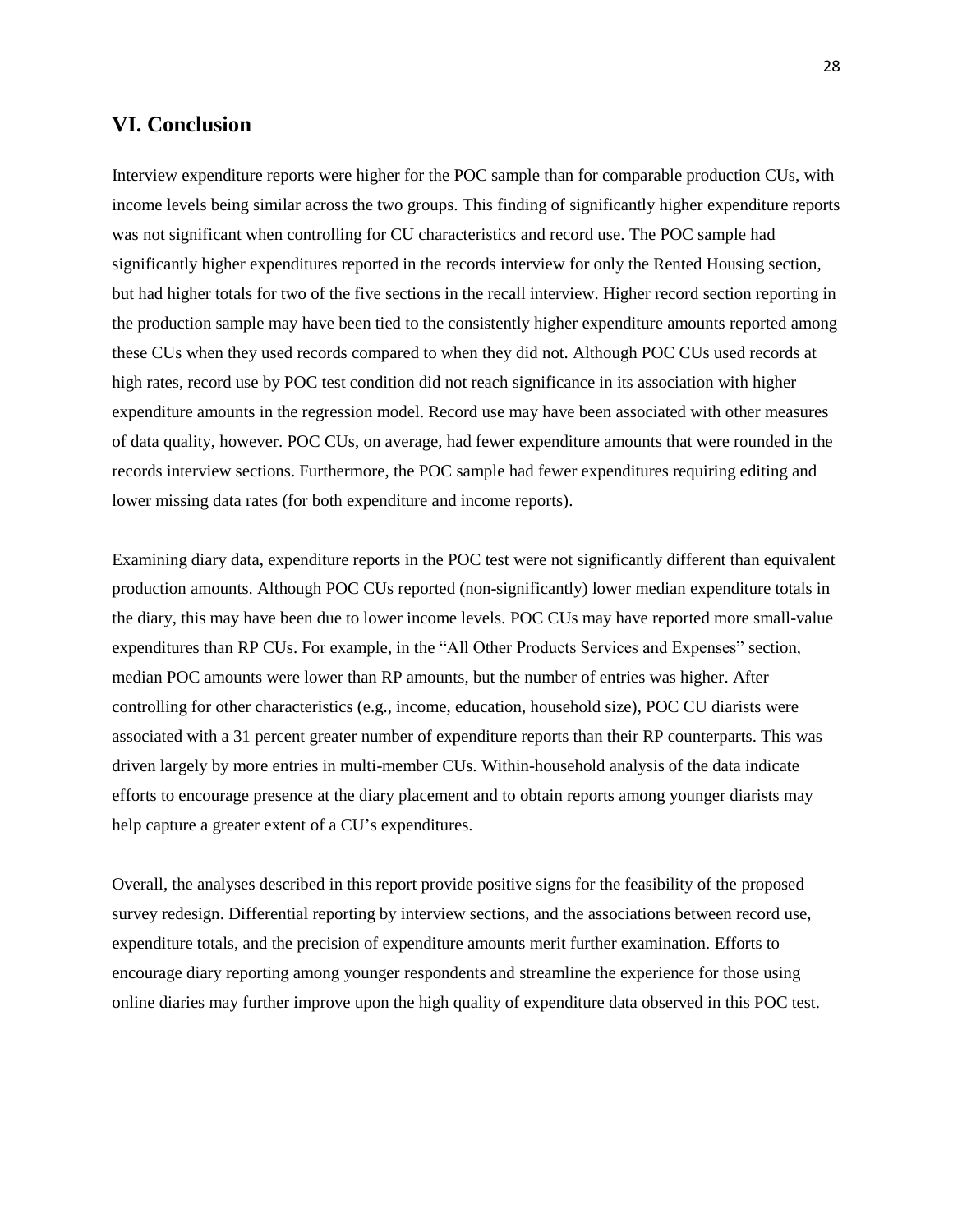## VI. Conclusion

Interview expenditure reports were higher for the POC sample than for comparable production CUs, with income levels being similar across the two groups. This finding of significantly higher expenditure reports was not significant when controlling for CU characteristics and record use. The POC sample had significantly higher expenditures reported in the records interview for only the Rented Housing section, but had higher totals for two of the five sections in the recall interview. Higher record section reporting in the production sample may have been tied to the consistently higher expenditure amounts reported among these CUs when they used records compared to when they did not. Although POC CUs used records at high rates, record use by POC test condition did not reach significance in its association with higher expenditure amounts in the regression model. Record use may have been associated with other measures of data quality, however. POC CUs, on average, had fewer expenditure amounts that were rounded in the records interview sections. Furthermore, the POC sample had fewer expenditures requiring editing and lower missing data rates (for both expenditure and income reports).

Examining diary data, expenditure reports in the POC test were not significantly different than equivalent production amounts. Although POC CUs reported (non-significantly) lower median expenditure totals in the diary, this may have been due to lower income levels. POC CUs may have reported more small-value expenditures than RP CUs. For example, in the "All Other Products Services and Expenses" section, median POC amounts were lower than RP amounts, but the number of entries was higher. After controlling for other characteristics (e.g., income, education, household size), POC CU diarists were associated with a 31 percent greater number of expenditure reports than their RP counterparts. This was driven largely by more entries in multi-member CUs. Within-household analysis of the data indicate efforts to encourage presence at the diary placement and to obtain reports among younger diarists may help capture a greater extent of a CU's expenditures.

Overall, the analyses described in this report provide positive signs for the feasibility of the proposed survey redesign. Differential reporting by interview sections, and the associations between record use, expenditure totals, and the precision of expenditure amounts merit further examination. Efforts to encourage diary reporting among younger respondents and streamline the experience for those using online diaries may further improve upon the high quality of expenditure data observed in this POC test.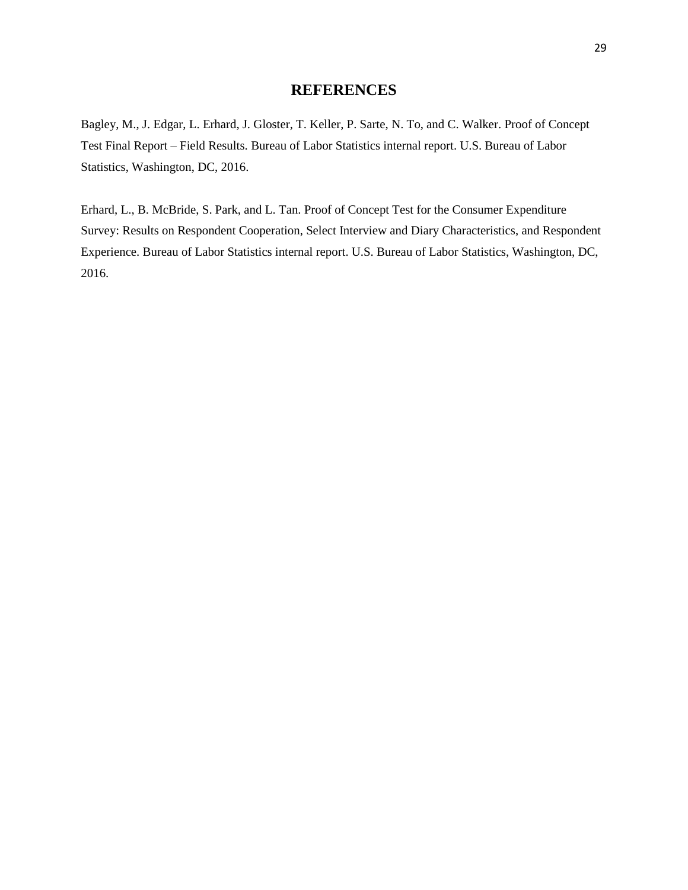# REFERENCES

Bagley, M., J. Edgar, L. Erhard, J. Gloster, T. Keller, P. Sarte, N. To, and C. Walker. Proof of Concept Test Final Report – Field Results. Bureau of Labor Statistics internal report. U.S. Bureau of Labor Statistics, Washington, DC, 2016.

Erhard, L., B. McBride, S. Park, and L. Tan. Proof of Concept Test for the Consumer Expenditure Survey: Results on Respondent Cooperation, Select Interview and Diary Characteristics, and Respondent Experience. Bureau of Labor Statistics internal report. U.S. Bureau of Labor Statistics, Washington, DC, 2016.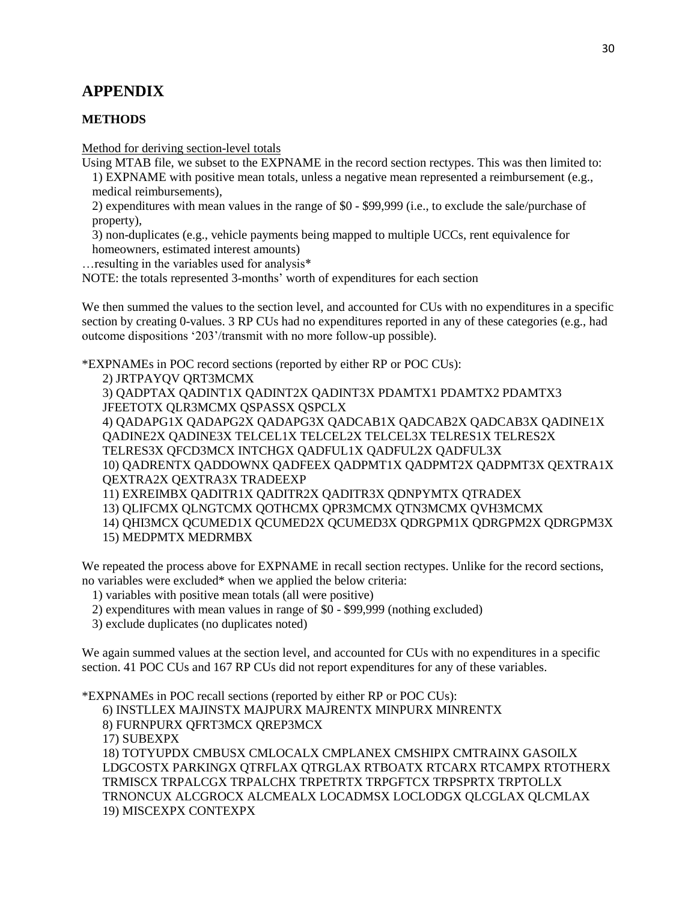# APPENDIX

## METHODS

Method for deriving section-level totals

Using MTAB file, we subset to the EXPNAME in the record section rectypes. This was then limited to:

1) EXPNAME with positive mean totals, unless a negative mean represented a reimbursement (e.g., medical reimbursements),
2) expenditures with mean values in the range of $0 - $99,999 (i.e., to exclude the sale/purchase of property),
3) non-duplicates (e.g., vehicle payments being mapped to multiple UCCs, rent equivalence for homeowners, estimated interest amounts)

…resulting in the variables used for analysis*

NOTE: the totals represented 3-months' worth of expenditures for each section

We then summed the values to the section level, and accounted for CUs with no expenditures in a specific section by creating 0-values. 3 RP CUs had no expenditures reported in any of these categories (e.g., had outcome dispositions '203'/transmit with no more follow-up possible).

*EXPNAMEs in POC record sections (reported by either RP or POC CUs):

2) JRTPAYQV QRT3MCMX
3) QADPTAX QADINT1X QADINT2X QADINT3X PDAMTX1 PDAMTX2 PDAMTX3 JFEETOTX QLR3MCMX QSPASSX QSPCLX
4) QADAPG1X QADAPG2X QADAPG3X QADCAB1X QADCAB2X QADCAB3X QADINE1X QADINE2X QADINE3X TELCEL1X TELCEL2X TELCEL3X TELRES1X TELRES2X TELRES3X QFCD3MCX INTCHGX QADFUL1X QADFUL2X QADFUL3X
10) QADRENTX QADDOWNX QADFEEX QADPMT1X QADPMT2X QADPMT3X QEXTRA1X QEXTRA2X QEXTRA3X TRADEEXP
11) EXREIMBX QADITR1X QADITR2X QADITR3X QDNPYMTX QTRADEX
13) QLIFCMX QLNGTCMX QOTHCMX QPR3MCMX QTN3MCMX QVH3MCMX
14) QHI3MCX QCUMED1X QCUMED2X QCUMED3X QDRGPM1X QDRGPM2X QDRGPM3X
15) MEDPMTX MEDRMBX

We repeated the process above for EXPNAME in recall section rectypes. Unlike for the record sections, no variables were excluded* when we applied the below criteria:

1) variables with positive mean totals (all were positive)
2) expenditures with mean values in range of $0 - $99,999 (nothing excluded)
3) exclude duplicates (no duplicates noted)

We again summed values at the section level, and accounted for CUs with no expenditures in a specific section. 41 POC CUs and 167 RP CUs did not report expenditures for any of these variables.

*EXPNAMEs in POC recall sections (reported by either RP or POC CUs):

6) INSTLLEX MAJINSTX MAJPURX MAJRENTX MINPURX MINRENTX
8) FURNPURX QFRT3MCX QREP3MCX
17) SUBEXPX
18) TOTYUPDX CMBUSX CMLOCALX CMPLANEX CMSHIPX CMTRAINX GASOILX LDGCOSTX PARKINGX QTRFLAX QTRGLAX RTBOATX RTCARX RTCAMPX RTOTHERX TRMISCX TRPALCGX TRPALCHX TRPETRTX TRPGFTCX TRPSPRTX TRPTOLLX TRNONCUX ALCGROCX ALCMEALX LOCADMSX LOCLODGX QLCGLAX QLCMLAX
19) MISCEXPX CONTEXPX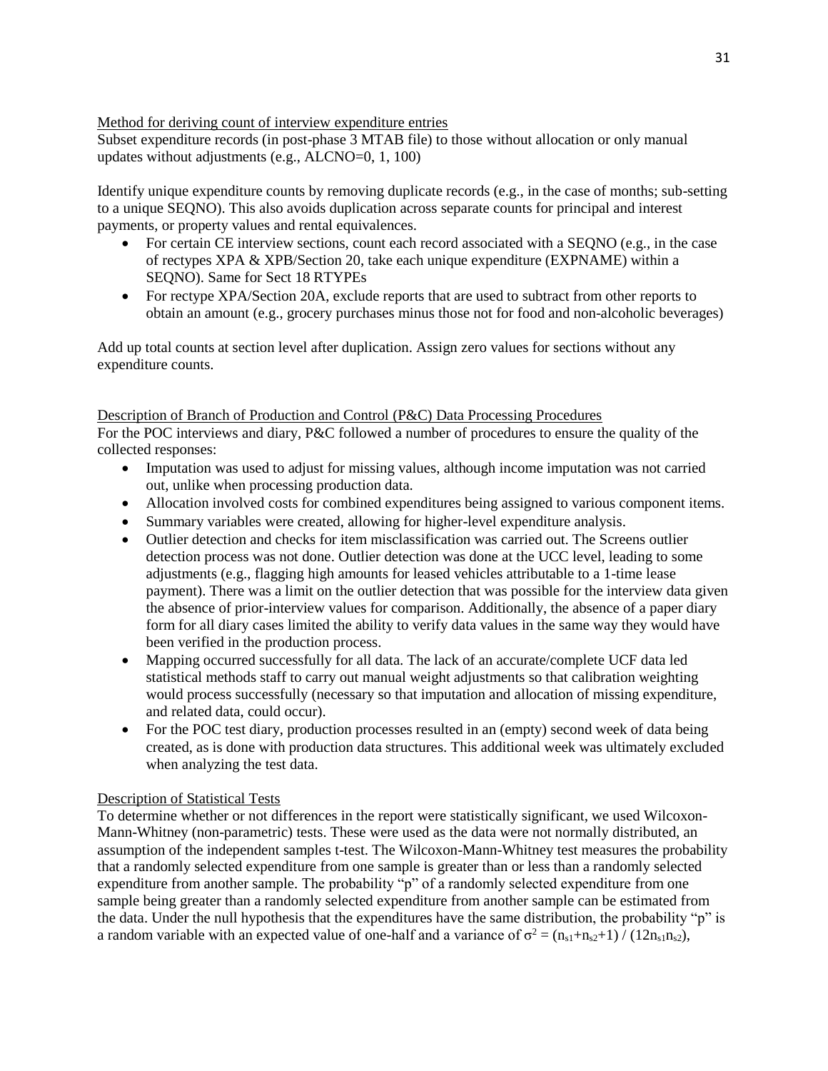Method for deriving count of interview expenditure entries

Subset expenditure records (in post-phase 3 MTAB file) to those without allocation or only manual updates without adjustments (e.g., ALCNO=0, 1, 100)

Identify unique expenditure counts by removing duplicate records (e.g., in the case of months; sub-setting to a unique SEQNO). This also avoids duplication across separate counts for principal and interest payments, or property values and rental equivalences.

- For certain CE interview sections, count each record associated with a SEQNO (e.g., in the case of rectypes XPA & XPB/Section 20, take each unique expenditure (EXPNAME) within a SEQNO). Same for Sect 18 RTYPEs
- For rectype XPA/Section 20A, exclude reports that are used to subtract from other reports to obtain an amount (e.g., grocery purchases minus those not for food and non-alcoholic beverages)

Add up total counts at section level after duplication. Assign zero values for sections without any expenditure counts.

Description of Branch of Production and Control (P&C) Data Processing Procedures

For the POC interviews and diary, P&C followed a number of procedures to ensure the quality of the collected responses:

- Imputation was used to adjust for missing values, although income imputation was not carried out, unlike when processing production data.
- Allocation involved costs for combined expenditures being assigned to various component items.
- Summary variables were created, allowing for higher-level expenditure analysis.
- Outlier detection and checks for item misclassification was carried out. The Screens outlier detection process was not done. Outlier detection was done at the UCC level, leading to some adjustments (e.g., flagging high amounts for leased vehicles attributable to a 1-time lease payment). There was a limit on the outlier detection that was possible for the interview data given the absence of prior-interview values for comparison. Additionally, the absence of a paper diary form for all diary cases limited the ability to verify data values in the same way they would have been verified in the production process.
- Mapping occurred successfully for all data. The lack of an accurate/complete UCF data led statistical methods staff to carry out manual weight adjustments so that calibration weighting would process successfully (necessary so that imputation and allocation of missing expenditure, and related data, could occur).
- For the POC test diary, production processes resulted in an (empty) second week of data being created, as is done with production data structures. This additional week was ultimately excluded when analyzing the test data.

Description of Statistical Tests

To determine whether or not differences in the report were statistically significant, we used Wilcoxon-Mann-Whitney (non-parametric) tests. These were used as the data were not normally distributed, an assumption of the independent samples t-test. The Wilcoxon-Mann-Whitney test measures the probability that a randomly selected expenditure from one sample is greater than or less than a randomly selected expenditure from another sample. The probability "p" of a randomly selected expenditure from one sample being greater than a randomly selected expenditure from another sample can be estimated from the data. Under the null hypothesis that the expenditures have the same distribution, the probability "p" is a random variable with an expected value of one-half and a variance of $\sigma^2 = (n_{s1}+n_{s2}+1) / (12n_{s1}n_{s2})$,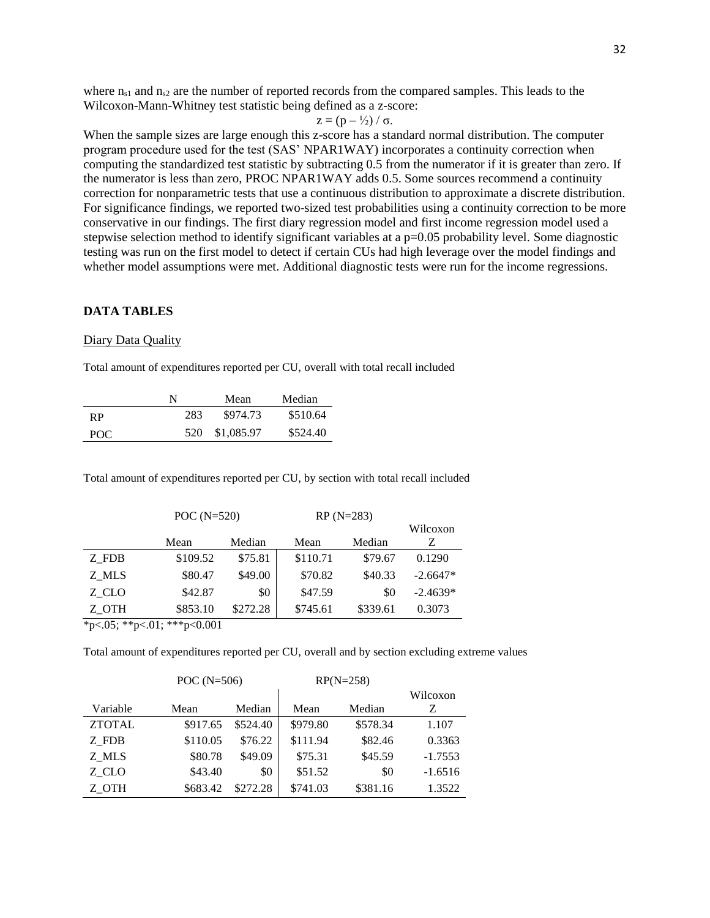where $n_{s1}$ and $n_{s2}$ are the number of reported records from the compared samples. This leads to the Wilcoxon-Mann-Whitney test statistic being defined as a z-score:

$$z = (p - ½) / \sigma.$$

When the sample sizes are large enough this z-score has a standard normal distribution. The computer program procedure used for the test (SAS' NPAR1WAY) incorporates a continuity correction when computing the standardized test statistic by subtracting 0.5 from the numerator if it is greater than zero. If the numerator is less than zero, PROC NPAR1WAY adds 0.5. Some sources recommend a continuity correction for nonparametric tests that use a continuous distribution to approximate a discrete distribution. For significance findings, we reported two-sized test probabilities using a continuity correction to be more conservative in our findings. The first diary regression model and first income regression model used a stepwise selection method to identify significant variables at a p=0.05 probability level. Some diagnostic testing was run on the first model to detect if certain CUs had high leverage over the model findings and whether model assumptions were met. Additional diagnostic tests were run for the income regressions.

## DATA TABLES

### Diary Data Quality

Total amount of expenditures reported per CU, overall with total recall included

| | N | Mean | Median |
|---|---|---|---|
| RP | 283 | $974.73 | $510.64 |
| POC | 520 | $1,085.97 | $524.40 |

Total amount of expenditures reported per CU, by section with total recall included

| | POC (N=520) | | RP (N=283) | | |
|---|---|---|---|---|---|
| | Mean | Median | Mean | Median | Wilcoxon Z |
| Z_FDB | $109.52 | $75.81 | $110.71 | $79.67 | 0.1290 |
| Z_MLS | $80.47 | $49.00 | $70.82 | $40.33 | -2.6647* |
| Z_CLO | $42.87 | $0 | $47.59 | $0 | -2.4639* |
| Z_OTH | $853.10 | $272.28 | $745.61 | $339.61 | 0.3073 |

*p<.05; **p<.01; ***p<0.001

Total amount of expenditures reported per CU, overall and by section excluding extreme values

| | POC (N=506) | | RP(N=258) | | |
|---|---|---|---|---|---|
| Variable | Mean | Median | Mean | Median | Wilcoxon Z |
| ZTOTAL | $917.65 | $524.40 | $979.80 | $578.34 | 1.107 |
| Z_FDB | $110.05 | $76.22 | $111.94 | $82.46 | 0.3363 |
| Z_MLS | $80.78 | $49.09 | $75.31 | $45.59 | -1.7553 |
| Z_CLO | $43.40 | $0 | $51.52 | $0 | -1.6516 |
| Z_OTH | $683.42 | $272.28 | $741.03 | $381.16 | 1.3522 |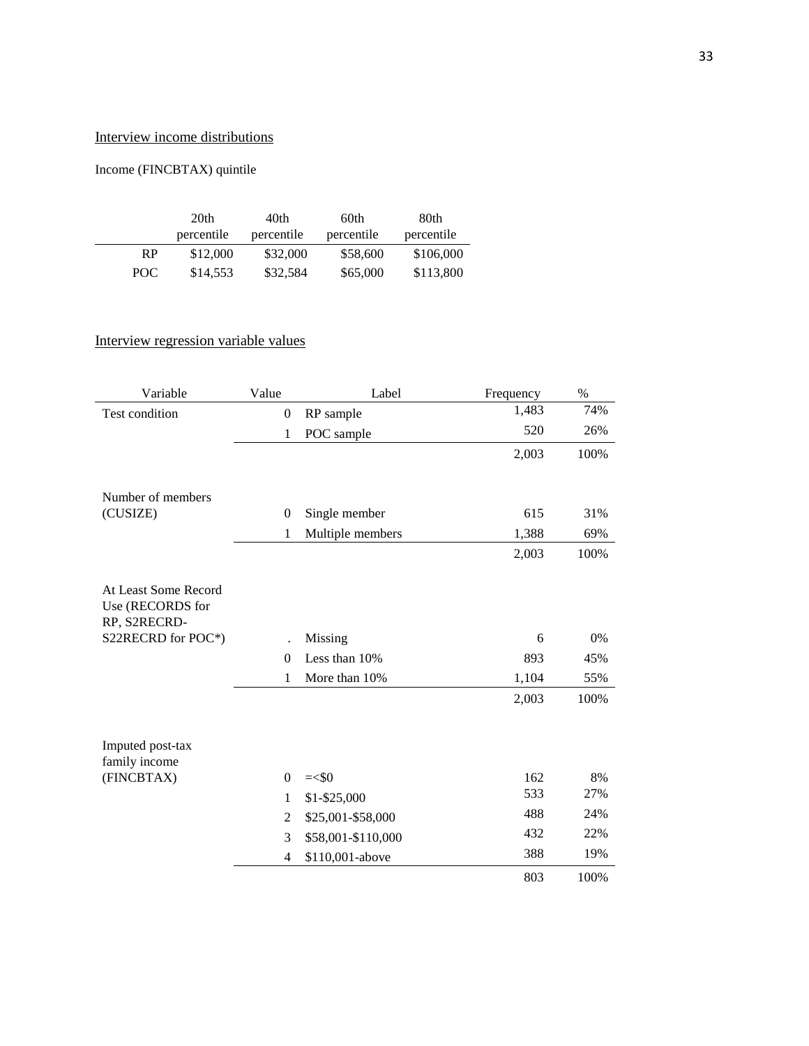Interview income distributions

Income (FINCBTAX) quintile

| | 20th percentile | 40th percentile | 60th percentile | 80th percentile |
|---|---|---|---|---|
| RP | $12,000 | $32,000 | $58,600 | $106,000 |
| POC | $14,553 | $32,584 | $65,000 | $113,800 |

Interview regression variable values

| Variable | Value | Label | Frequency | % |
|---|---|---|---|---|
| Test condition | 0 | RP sample | 1,483 | 74% |
| | 1 | POC sample | 520 | 26% |
| | | | 2,003 | 100% |
| Number of members (CUSIZE) | 0 | Single member | 615 | 31% |
| | 1 | Multiple members | 1,388 | 69% |
| | | | 2,003 | 100% |
| At Least Some Record Use (RECORDS for RP, S2RECRD-S22RECRD for POC*) | . | Missing | 6 | 0% |
| | 0 | Less than 10% | 893 | 45% |
| | 1 | More than 10% | 1,104 | 55% |
| | | | 2,003 | 100% |
| Imputed post-tax family income (FINCBTAX) | 0 | =<$0 | 162 | 8% |
| | 1 | $1-$25,000 | 533 | 27% |
| | 2 | $25,001-$58,000 | 488 | 24% |
| | 3 | $58,001-$110,000 | 432 | 22% |
| | 4 | $110,001-above | 388 | 19% |
| | | | 803 | 100% |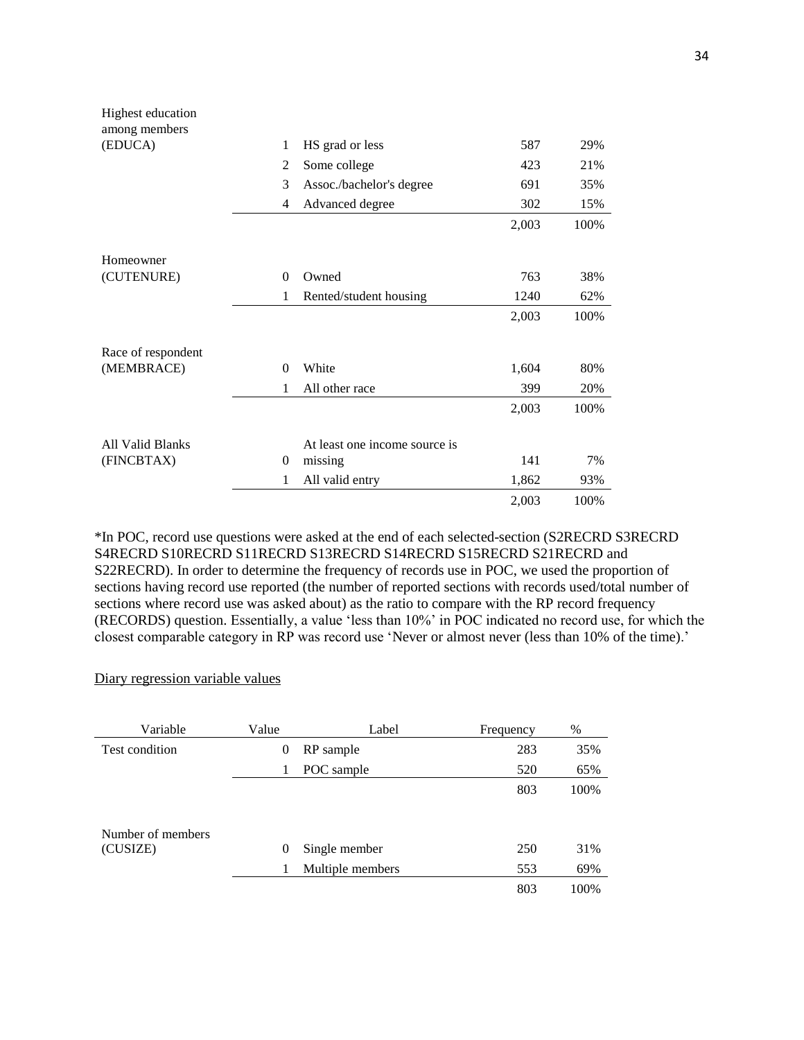| | | | | |
|---|---|---|---|---|
| Highest education among members (EDUCA) | 1 | HS grad or less | 587 | 29% |
| | 2 | Some college | 423 | 21% |
| | 3 | Assoc./bachelor's degree | 691 | 35% |
| | 4 | Advanced degree | 302 | 15% |
| | | | 2,003 | 100% |
| Homeowner (CUTENURE) | 0 | Owned | 763 | 38% |
| | 1 | Rented/student housing | 1240 | 62% |
| | | | 2,003 | 100% |
| Race of respondent (MEMBRACE) | 0 | White | 1,604 | 80% |
| | 1 | All other race | 399 | 20% |
| | | | 2,003 | 100% |
| All Valid Blanks (FINCBTAX) | 0 | At least one income source is missing | 141 | 7% |
| | 1 | All valid entry | 1,862 | 93% |
| | | | 2,003 | 100% |

*In POC, record use questions were asked at the end of each selected-section (S2RECRD S3RECRD S4RECRD S10RECRD S11RECRD S13RECRD S14RECRD S15RECRD S21RECRD and S22RECRD). In order to determine the frequency of records use in POC, we used the proportion of sections having record use reported (the number of reported sections with records used/total number of sections where record use was asked about) as the ratio to compare with the RP record frequency (RECORDS) question. Essentially, a value 'less than 10%' in POC indicated no record use, for which the closest comparable category in RP was record use 'Never or almost never (less than 10% of the time).'

Diary regression variable values

| Variable | Value | Label | Frequency | % |
|---|---|---|---|---|
| Test condition | 0 | RP sample | 283 | 35% |
| | 1 | POC sample | 520 | 65% |
| | | | 803 | 100% |
| Number of members (CUSIZE) | 0 | Single member | 250 | 31% |
| | 1 | Multiple members | 553 | 69% |
| | | | 803 | 100% |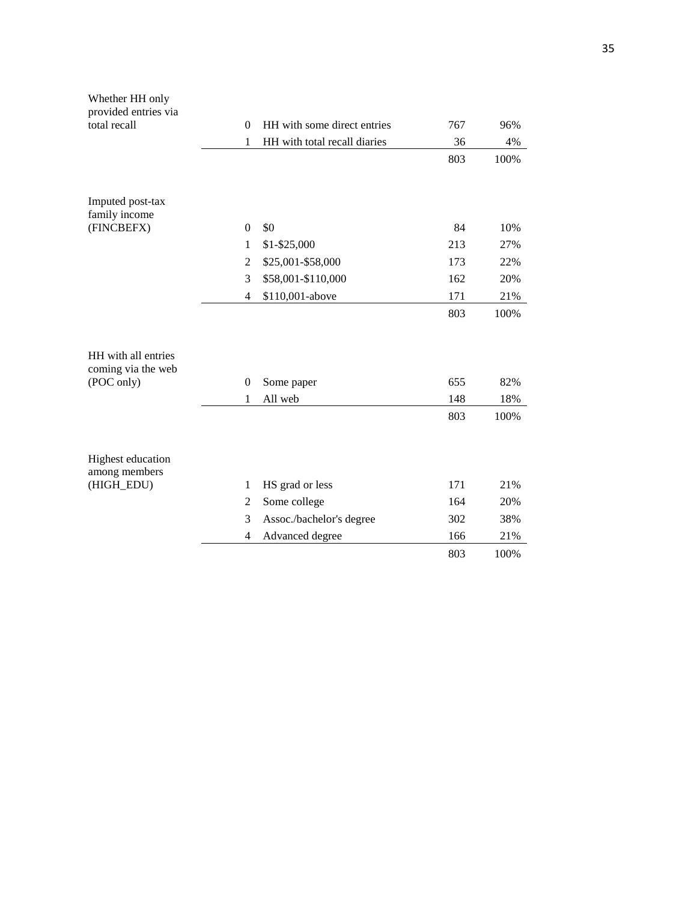| | | | | |
|---|---|---|---|---|
| Whether HH only provided entries via total recall | 0 | HH with some direct entries | 767 | 96% |
| | 1 | HH with total recall diaries | 36 | 4% |
| | | | 803 | 100% |
| | | | | |
| Imputed post-tax family income (FINCBEFX) | 0 | $0 | 84 | 10% |
| | 1 | $1-$25,000 | 213 | 27% |
| | 2 | $25,001-$58,000 | 173 | 22% |
| | 3 | $58,001-$110,000 | 162 | 20% |
| | 4 | $110,001-above | 171 | 21% |
| | | | 803 | 100% |
| | | | | |
| HH with all entries coming via the web (POC only) | 0 | Some paper | 655 | 82% |
| | 1 | All web | 148 | 18% |
| | | | 803 | 100% |
| | | | | |
| Highest education among members (HIGH_EDU) | 1 | HS grad or less | 171 | 21% |
| | 2 | Some college | 164 | 20% |
| | 3 | Assoc./bachelor's degree | 302 | 38% |
| | 4 | Advanced degree | 166 | 21% |
| | | | 803 | 100% |